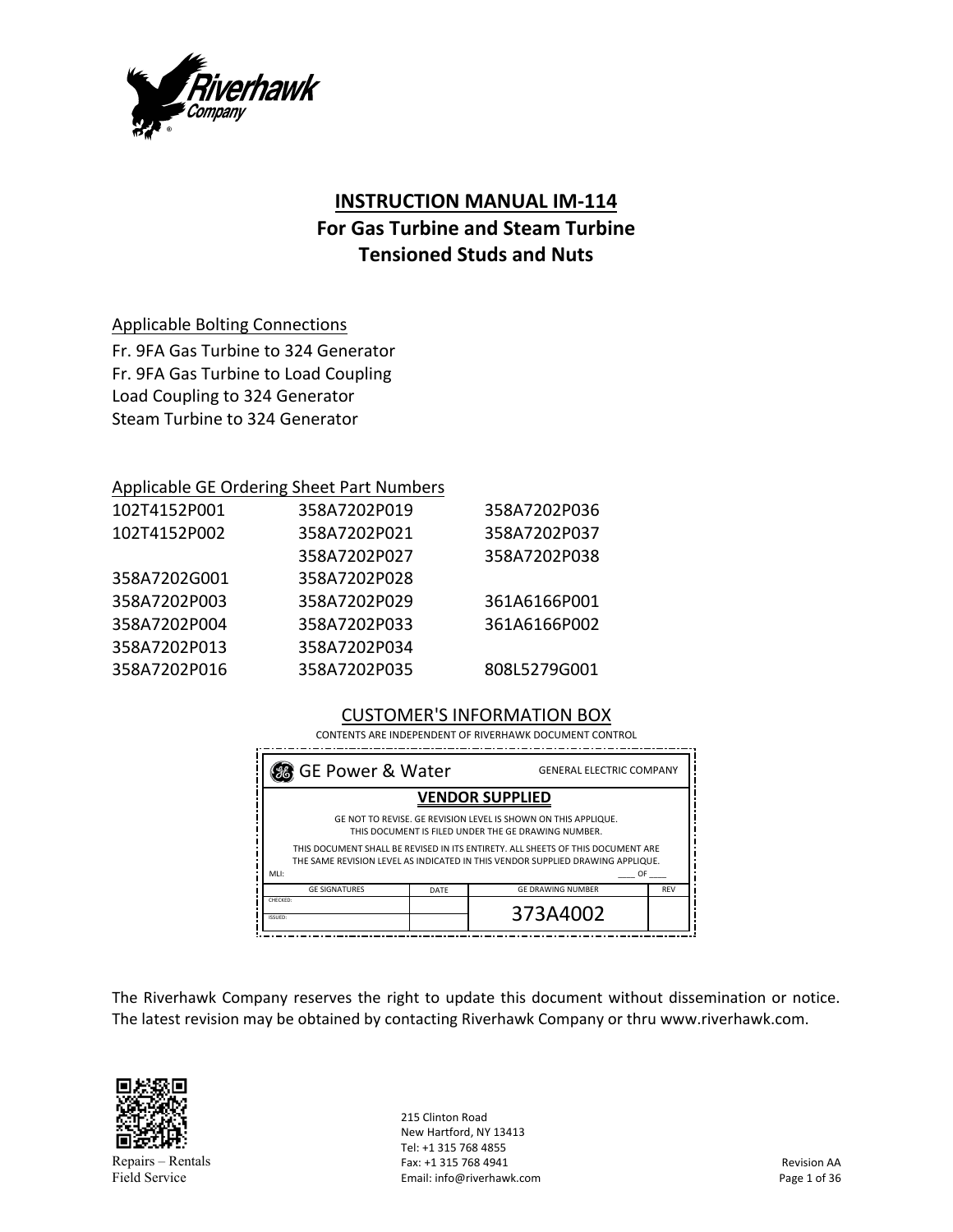# INSTRUCTION MANUAL IM-114
## For Gas Turbine and Steam Turbine Tensioned Studs and Nuts

Applicable Bolting Connections

Fr. 9FA Gas Turbine to 324 Generator
Fr. 9FA Gas Turbine to Load Coupling
Load Coupling to 324 Generator
Steam Turbine to 324 Generator

Applicable GE Ordering Sheet Part Numbers

| | | |
|---|---|---|
| 102T4152P001 | 358A7202P019 | 358A7202P036 |
| 102T4152P002 | 358A7202P021 | 358A7202P037 |
| | 358A7202P027 | 358A7202P038 |
| 358A7202G001 | 358A7202P028 | |
| 358A7202P003 | 358A7202P029 | 361A6166P001 |
| 358A7202P004 | 358A7202P033 | 361A6166P002 |
| 358A7202P013 | 358A7202P034 | |
| 358A7202P016 | 358A7202P035 | 808L5279G001 |

CUSTOMER'S INFORMATION BOX

CONTENTS ARE INDEPENDENT OF RIVERHAWK DOCUMENT CONTROL

GE Power & Water — GENERAL ELECTRIC COMPANY

**VENDOR SUPPLIED**

GE NOT TO REVISE. GE REVISION LEVEL IS SHOWN ON THIS APPLIQUE.
THIS DOCUMENT IS FILED UNDER THE GE DRAWING NUMBER.

THIS DOCUMENT SHALL BE REVISED IN ITS ENTIRETY. ALL SHEETS OF THIS DOCUMENT ARE THE SAME REVISION LEVEL AS INDICATED IN THIS VENDOR SUPPLIED DRAWING APPLIQUE.

MLI: ____ OF ____

| GE SIGNATURES | DATE | GE DRAWING NUMBER | REV |
|---|---|---|---|
| CHECKED: | | 373A4002 | |
| ISSUED: | | | |

The Riverhawk Company reserves the right to update this document without dissemination or notice. The latest revision may be obtained by contacting Riverhawk Company or thru www.riverhawk.com.

Repairs – Rentals
Field Service

215 Clinton Road
New Hartford, NY 13413
Tel: +1 315 768 4855
Fax: +1 315 768 4941
Email: info@riverhawk.com

Revision AA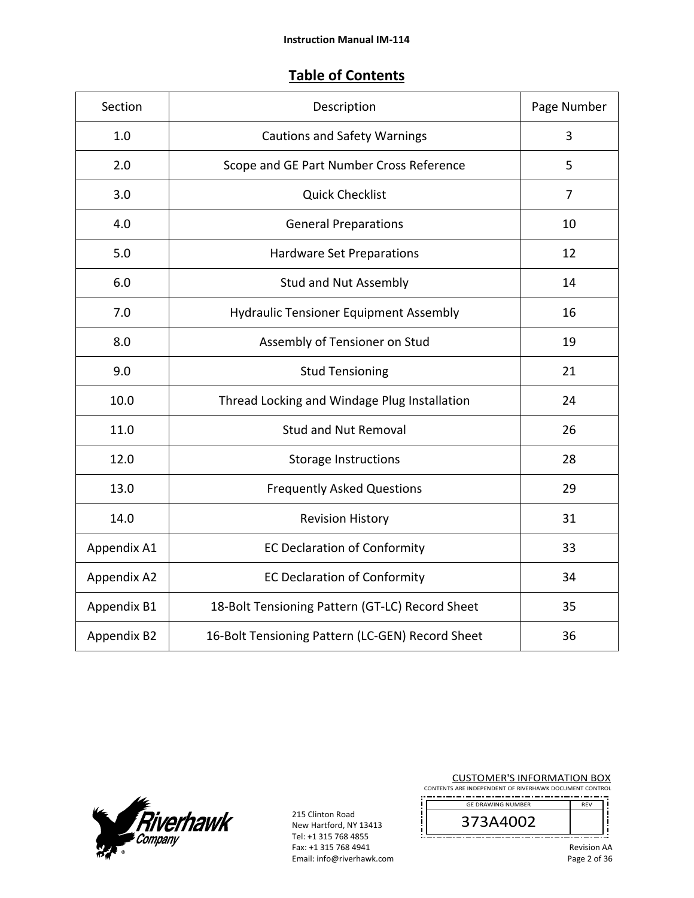## Table of Contents

| Section | Description | Page Number |
|---|---|---|
| 1.0 | Cautions and Safety Warnings | 3 |
| 2.0 | Scope and GE Part Number Cross Reference | 5 |
| 3.0 | Quick Checklist | 7 |
| 4.0 | General Preparations | 10 |
| 5.0 | Hardware Set Preparations | 12 |
| 6.0 | Stud and Nut Assembly | 14 |
| 7.0 | Hydraulic Tensioner Equipment Assembly | 16 |
| 8.0 | Assembly of Tensioner on Stud | 19 |
| 9.0 | Stud Tensioning | 21 |
| 10.0 | Thread Locking and Windage Plug Installation | 24 |
| 11.0 | Stud and Nut Removal | 26 |
| 12.0 | Storage Instructions | 28 |
| 13.0 | Frequently Asked Questions | 29 |
| 14.0 | Revision History | 31 |
| Appendix A1 | EC Declaration of Conformity | 33 |
| Appendix A2 | EC Declaration of Conformity | 34 |
| Appendix B1 | 18-Bolt Tensioning Pattern (GT-LC) Record Sheet | 35 |
| Appendix B2 | 16-Bolt Tensioning Pattern (LC-GEN) Record Sheet | 36 |

215 Clinton Road
New Hartford, NY 13413
Tel: +1 315 768 4855
Fax: +1 315 768 4941
Email: info@riverhawk.com

CUSTOMER'S INFORMATION BOX
CONTENTS ARE INDEPENDENT OF RIVERHAWK DOCUMENT CONTROL

| GE DRAWING NUMBER | REV |
|---|---|
| 373A4002 | |

Revision AA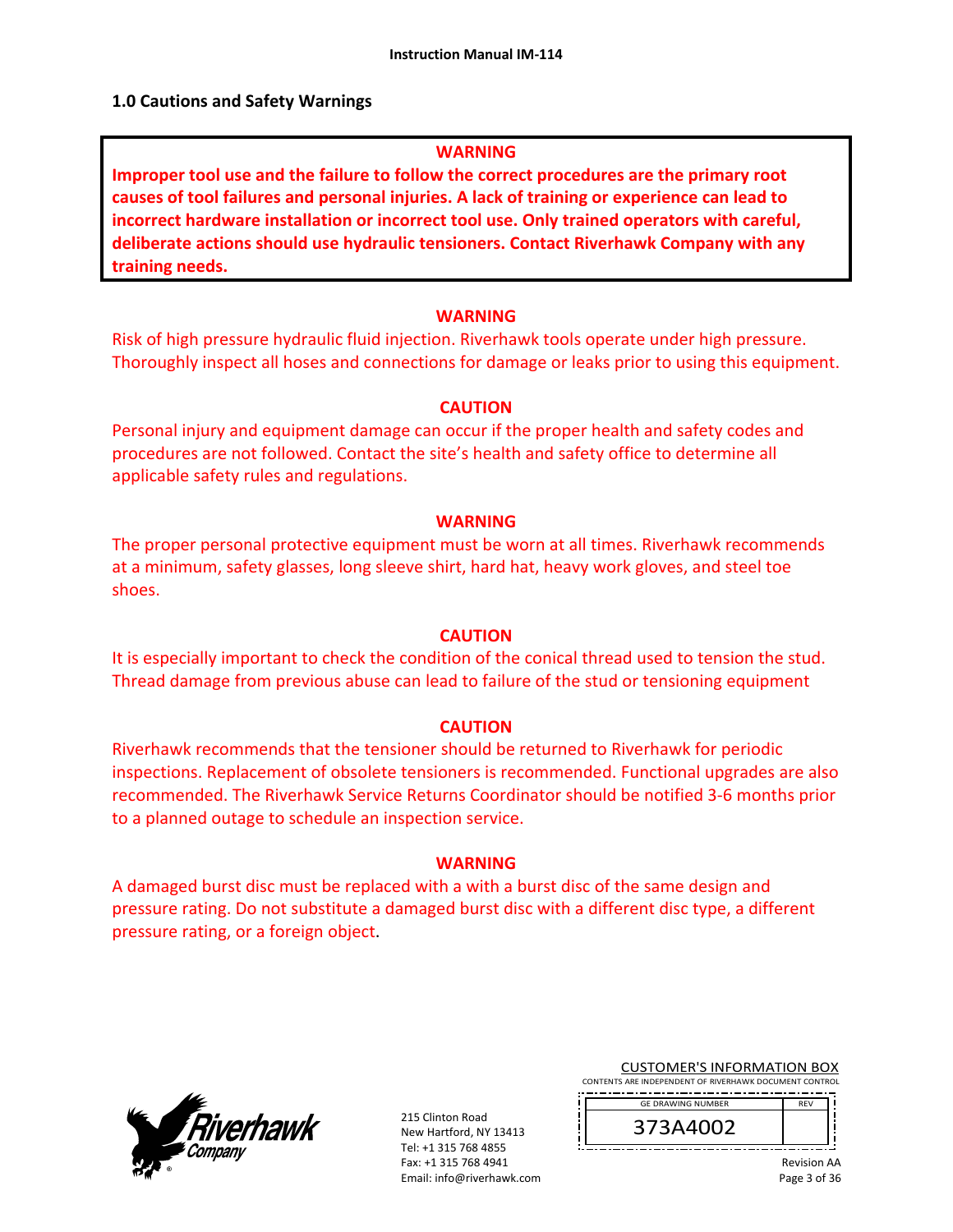## 1.0 Cautions and Safety Warnings

**WARNING**

**Improper tool use and the failure to follow the correct procedures are the primary root causes of tool failures and personal injuries. A lack of training or experience can lead to incorrect hardware installation or incorrect tool use. Only trained operators with careful, deliberate actions should use hydraulic tensioners. Contact Riverhawk Company with any training needs.**

**WARNING**

Risk of high pressure hydraulic fluid injection. Riverhawk tools operate under high pressure. Thoroughly inspect all hoses and connections for damage or leaks prior to using this equipment.

**CAUTION**

Personal injury and equipment damage can occur if the proper health and safety codes and procedures are not followed. Contact the site's health and safety office to determine all applicable safety rules and regulations.

**WARNING**

The proper personal protective equipment must be worn at all times. Riverhawk recommends at a minimum, safety glasses, long sleeve shirt, hard hat, heavy work gloves, and steel toe shoes.

**CAUTION**

It is especially important to check the condition of the conical thread used to tension the stud. Thread damage from previous abuse can lead to failure of the stud or tensioning equipment

**CAUTION**

Riverhawk recommends that the tensioner should be returned to Riverhawk for periodic inspections. Replacement of obsolete tensioners is recommended. Functional upgrades are also recommended. The Riverhawk Service Returns Coordinator should be notified 3-6 months prior to a planned outage to schedule an inspection service.

**WARNING**

A damaged burst disc must be replaced with a with a burst disc of the same design and pressure rating. Do not substitute a damaged burst disc with a different disc type, a different pressure rating, or a foreign object.

215 Clinton Road
New Hartford, NY 13413
Tel: +1 315 768 4855
Fax: +1 315 768 4941
Email: info@riverhawk.com

CUSTOMER'S INFORMATION BOX
CONTENTS ARE INDEPENDENT OF RIVERHAWK DOCUMENT CONTROL

| GE DRAWING NUMBER | REV |
|---|---|
| 373A4002 | |

Revision AA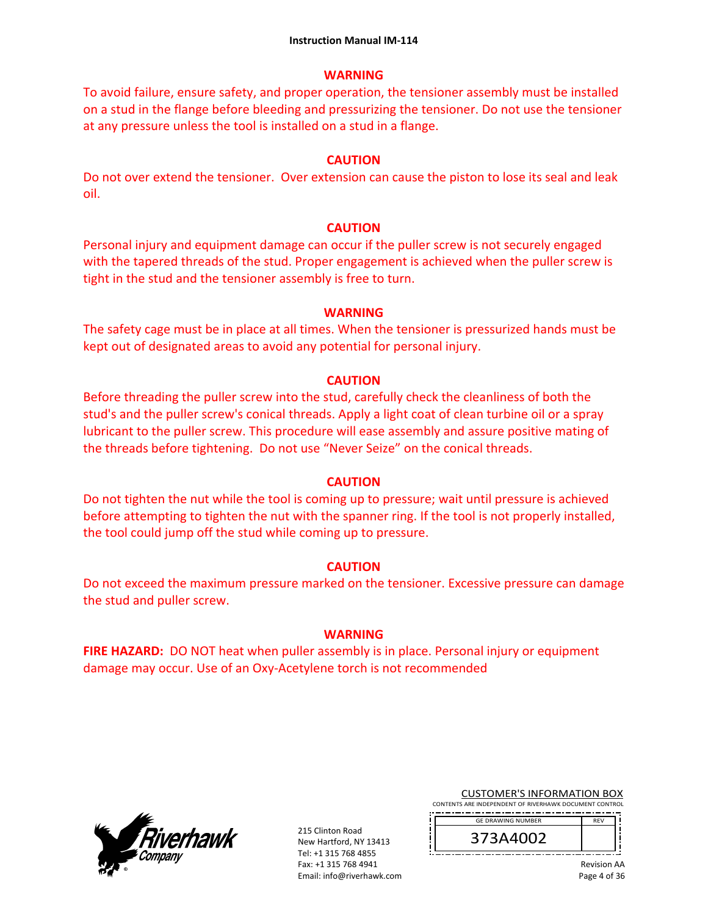## WARNING

To avoid failure, ensure safety, and proper operation, the tensioner assembly must be installed on a stud in the flange before bleeding and pressurizing the tensioner. Do not use the tensioner at any pressure unless the tool is installed on a stud in a flange.

## CAUTION

Do not over extend the tensioner. Over extension can cause the piston to lose its seal and leak oil.

## CAUTION

Personal injury and equipment damage can occur if the puller screw is not securely engaged with the tapered threads of the stud. Proper engagement is achieved when the puller screw is tight in the stud and the tensioner assembly is free to turn.

## WARNING

The safety cage must be in place at all times. When the tensioner is pressurized hands must be kept out of designated areas to avoid any potential for personal injury.

## CAUTION

Before threading the puller screw into the stud, carefully check the cleanliness of both the stud's and the puller screw's conical threads. Apply a light coat of clean turbine oil or a spray lubricant to the puller screw. This procedure will ease assembly and assure positive mating of the threads before tightening. Do not use "Never Seize" on the conical threads.

## CAUTION

Do not tighten the nut while the tool is coming up to pressure; wait until pressure is achieved before attempting to tighten the nut with the spanner ring. If the tool is not properly installed, the tool could jump off the stud while coming up to pressure.

## CAUTION

Do not exceed the maximum pressure marked on the tensioner. Excessive pressure can damage the stud and puller screw.

## WARNING

**FIRE HAZARD:** DO NOT heat when puller assembly is in place. Personal injury or equipment damage may occur. Use of an Oxy-Acetylene torch is not recommended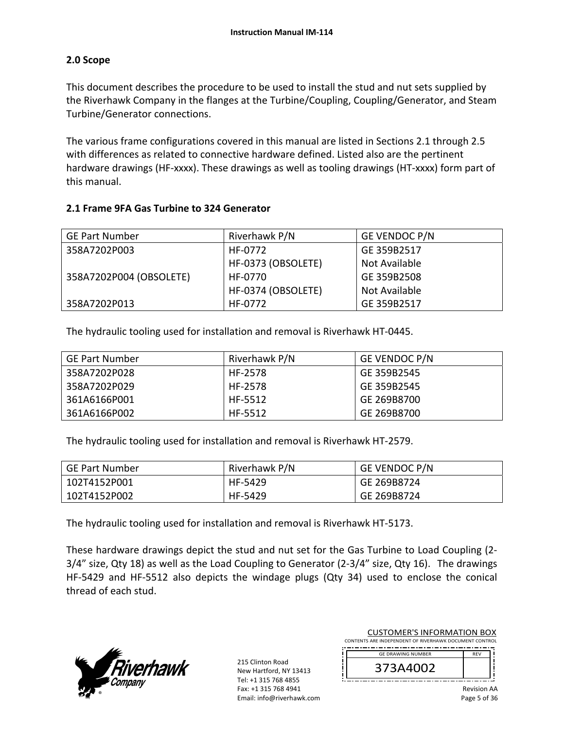## 2.0 Scope

This document describes the procedure to be used to install the stud and nut sets supplied by the Riverhawk Company in the flanges at the Turbine/Coupling, Coupling/Generator, and Steam Turbine/Generator connections.

The various frame configurations covered in this manual are listed in Sections 2.1 through 2.5 with differences as related to connective hardware defined. Listed also are the pertinent hardware drawings (HF-xxxx). These drawings as well as tooling drawings (HT-xxxx) form part of this manual.

### 2.1 Frame 9FA Gas Turbine to 324 Generator

| GE Part Number | Riverhawk P/N | GE VENDOC P/N |
|---|---|---|
| 358A7202P003 | HF-0772 | GE 359B2517 |
| | HF-0373 (OBSOLETE) | Not Available |
| 358A7202P004 (OBSOLETE) | HF-0770 | GE 359B2508 |
| | HF-0374 (OBSOLETE) | Not Available |
| 358A7202P013 | HF-0772 | GE 359B2517 |

The hydraulic tooling used for installation and removal is Riverhawk HT-0445.

| GE Part Number | Riverhawk P/N | GE VENDOC P/N |
|---|---|---|
| 358A7202P028 | HF-2578 | GE 359B2545 |
| 358A7202P029 | HF-2578 | GE 359B2545 |
| 361A6166P001 | HF-5512 | GE 269B8700 |
| 361A6166P002 | HF-5512 | GE 269B8700 |

The hydraulic tooling used for installation and removal is Riverhawk HT-2579.

| GE Part Number | Riverhawk P/N | GE VENDOC P/N |
|---|---|---|
| 102T4152P001 | HF-5429 | GE 269B8724 |
| 102T4152P002 | HF-5429 | GE 269B8724 |

The hydraulic tooling used for installation and removal is Riverhawk HT-5173.

These hardware drawings depict the stud and nut set for the Gas Turbine to Load Coupling (2-3/4" size, Qty 18) as well as the Load Coupling to Generator (2-3/4" size, Qty 16). The drawings HF-5429 and HF-5512 also depicts the windage plugs (Qty 34) used to enclose the conical thread of each stud.

CUSTOMER'S INFORMATION BOX
CONTENTS ARE INDEPENDENT OF RIVERHAWK DOCUMENT CONTROL

| GE DRAWING NUMBER | REV |
|---|---|
| 373A4002 | |

215 Clinton Road
New Hartford, NY 13413
Tel: +1 315 768 4855
Fax: +1 315 768 4941
Email: info@riverhawk.com

Revision AA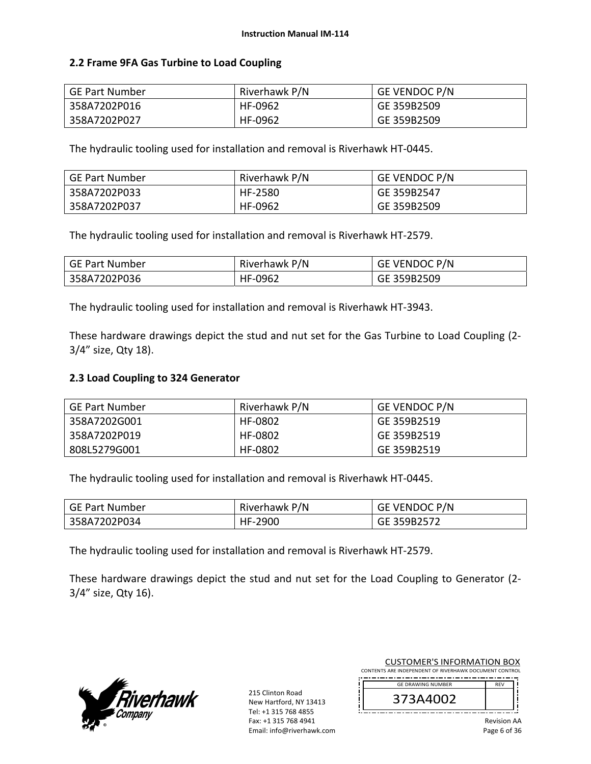## 2.2 Frame 9FA Gas Turbine to Load Coupling

| GE Part Number | Riverhawk P/N | GE VENDOC P/N |
|---|---|---|
| 358A7202P016 | HF-0962 | GE 359B2509 |
| 358A7202P027 | HF-0962 | GE 359B2509 |

The hydraulic tooling used for installation and removal is Riverhawk HT-0445.

| GE Part Number | Riverhawk P/N | GE VENDOC P/N |
|---|---|---|
| 358A7202P033 | HF-2580 | GE 359B2547 |
| 358A7202P037 | HF-0962 | GE 359B2509 |

The hydraulic tooling used for installation and removal is Riverhawk HT-2579.

| GE Part Number | Riverhawk P/N | GE VENDOC P/N |
|---|---|---|
| 358A7202P036 | HF-0962 | GE 359B2509 |

The hydraulic tooling used for installation and removal is Riverhawk HT-3943.

These hardware drawings depict the stud and nut set for the Gas Turbine to Load Coupling (2-3/4" size, Qty 18).

## 2.3 Load Coupling to 324 Generator

| GE Part Number | Riverhawk P/N | GE VENDOC P/N |
|---|---|---|
| 358A7202G001 | HF-0802 | GE 359B2519 |
| 358A7202P019 | HF-0802 | GE 359B2519 |
| 808L5279G001 | HF-0802 | GE 359B2519 |

The hydraulic tooling used for installation and removal is Riverhawk HT-0445.

| GE Part Number | Riverhawk P/N | GE VENDOC P/N |
|---|---|---|
| 358A7202P034 | HF-2900 | GE 359B2572 |

The hydraulic tooling used for installation and removal is Riverhawk HT-2579.

These hardware drawings depict the stud and nut set for the Load Coupling to Generator (2-3/4" size, Qty 16).

215 Clinton Road
New Hartford, NY 13413
Tel: +1 315 768 4855
Fax: +1 315 768 4941
Email: info@riverhawk.com

CUSTOMER'S INFORMATION BOX
CONTENTS ARE INDEPENDENT OF RIVERHAWK DOCUMENT CONTROL

| GE DRAWING NUMBER | REV |
|---|---|
| 373A4002 | |

Revision AA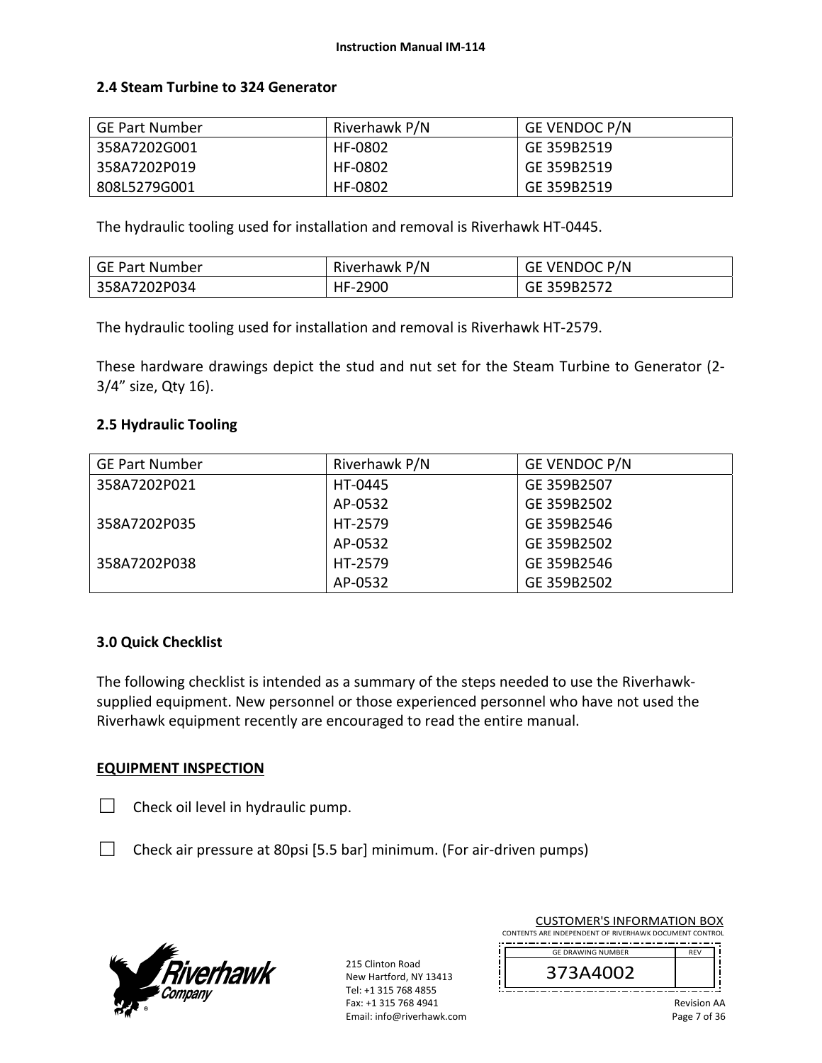## 2.4 Steam Turbine to 324 Generator

| GE Part Number | Riverhawk P/N | GE VENDOC P/N |
|---|---|---|
| 358A7202G001 | HF-0802 | GE 359B2519 |
| 358A7202P019 | HF-0802 | GE 359B2519 |
| 808L5279G001 | HF-0802 | GE 359B2519 |

The hydraulic tooling used for installation and removal is Riverhawk HT-0445.

| GE Part Number | Riverhawk P/N | GE VENDOC P/N |
|---|---|---|
| 358A7202P034 | HF-2900 | GE 359B2572 |

The hydraulic tooling used for installation and removal is Riverhawk HT-2579.

These hardware drawings depict the stud and nut set for the Steam Turbine to Generator (2-3/4" size, Qty 16).

## 2.5 Hydraulic Tooling

| GE Part Number | Riverhawk P/N | GE VENDOC P/N |
|---|---|---|
| 358A7202P021 | HT-0445 | GE 359B2507 |
| | AP-0532 | GE 359B2502 |
| 358A7202P035 | HT-2579 | GE 359B2546 |
| | AP-0532 | GE 359B2502 |
| 358A7202P038 | HT-2579 | GE 359B2546 |
| | AP-0532 | GE 359B2502 |

## 3.0 Quick Checklist

The following checklist is intended as a summary of the steps needed to use the Riverhawk-supplied equipment. New personnel or those experienced personnel who have not used the Riverhawk equipment recently are encouraged to read the entire manual.

**EQUIPMENT INSPECTION**

☐ Check oil level in hydraulic pump.

☐ Check air pressure at 80psi [5.5 bar] minimum. (For air-driven pumps)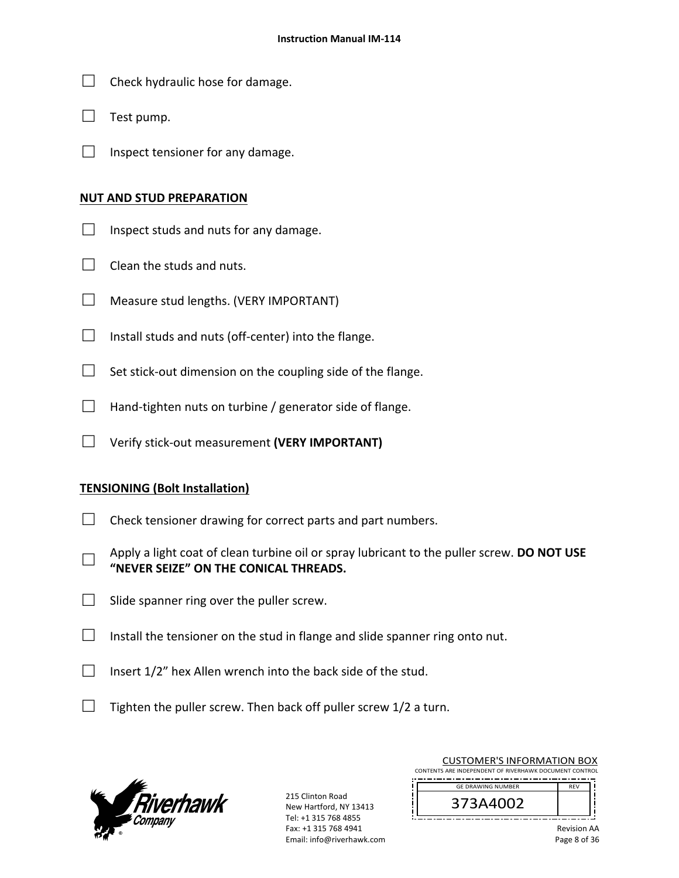☐ Check hydraulic hose for damage.

☐ Test pump.

☐ Inspect tensioner for any damage.

**NUT AND STUD PREPARATION**

☐ Inspect studs and nuts for any damage.

☐ Clean the studs and nuts.

☐ Measure stud lengths. (VERY IMPORTANT)

☐ Install studs and nuts (off-center) into the flange.

☐ Set stick-out dimension on the coupling side of the flange.

☐ Hand-tighten nuts on turbine / generator side of flange.

☐ Verify stick-out measurement **(VERY IMPORTANT)**

**TENSIONING (Bolt Installation)**

☐ Check tensioner drawing for correct parts and part numbers.

☐ Apply a light coat of clean turbine oil or spray lubricant to the puller screw. **DO NOT USE "NEVER SEIZE" ON THE CONICAL THREADS.**

☐ Slide spanner ring over the puller screw.

☐ Install the tensioner on the stud in flange and slide spanner ring onto nut.

☐ Insert 1/2" hex Allen wrench into the back side of the stud.

☐ Tighten the puller screw. Then back off puller screw 1/2 a turn.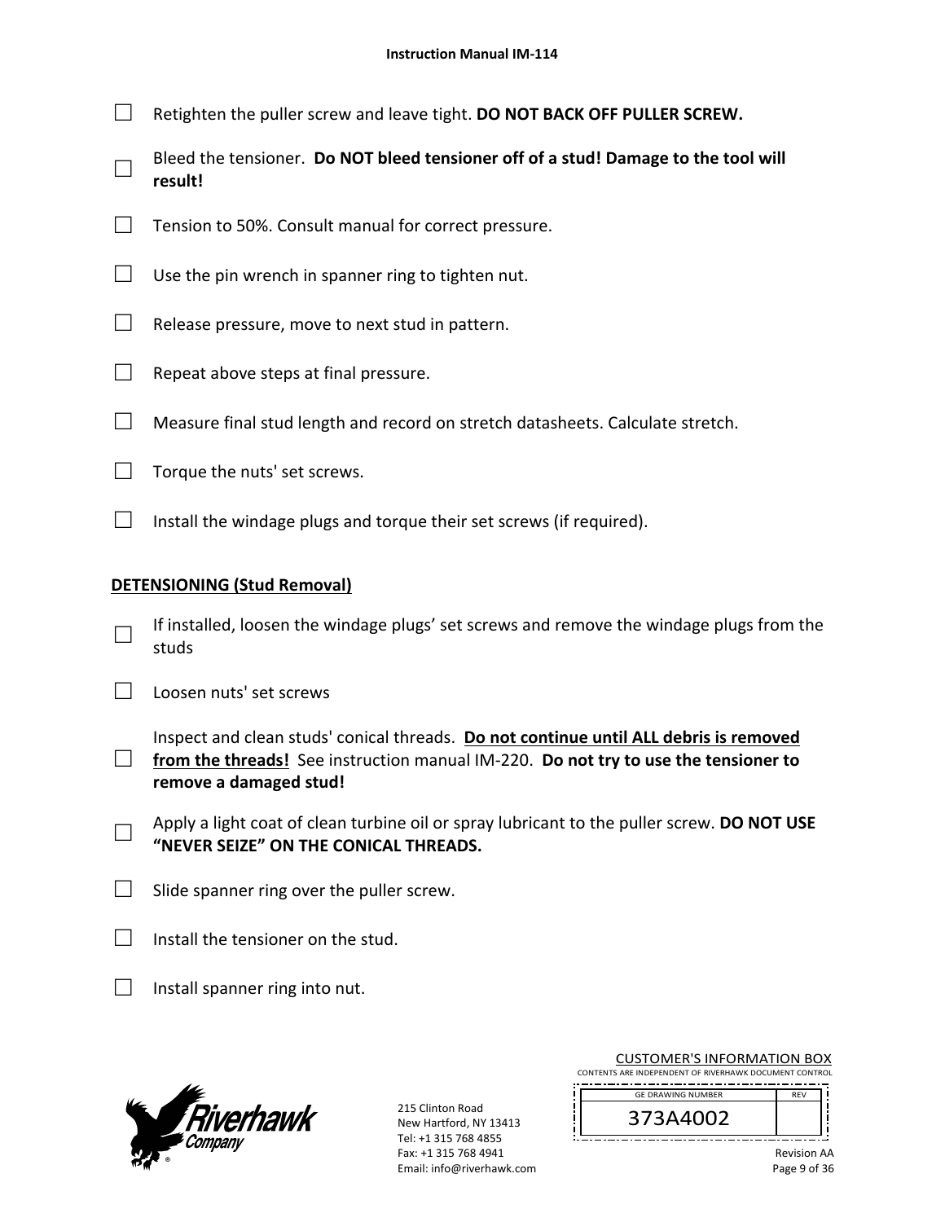☐ Retighten the puller screw and leave tight. **DO NOT BACK OFF PULLER SCREW.**

☐ Bleed the tensioner. **Do NOT bleed tensioner off of a stud! Damage to the tool will result!**

☐ Tension to 50%. Consult manual for correct pressure.

☐ Use the pin wrench in spanner ring to tighten nut.

☐ Release pressure, move to next stud in pattern.

☐ Repeat above steps at final pressure.

☐ Measure final stud length and record on stretch datasheets. Calculate stretch.

☐ Torque the nuts' set screws.

☐ Install the windage plugs and torque their set screws (if required).

**DETENSIONING (Stud Removal)**

☐ If installed, loosen the windage plugs' set screws and remove the windage plugs from the studs

☐ Loosen nuts' set screws

☐ Inspect and clean studs' conical threads. **Do not continue until ALL debris is removed from the threads!** See instruction manual IM-220. **Do not try to use the tensioner to remove a damaged stud!**

☐ Apply a light coat of clean turbine oil or spray lubricant to the puller screw. **DO NOT USE "NEVER SEIZE" ON THE CONICAL THREADS.**

☐ Slide spanner ring over the puller screw.

☐ Install the tensioner on the stud.

☐ Install spanner ring into nut.

215 Clinton Road
New Hartford, NY 13413
Tel: +1 315 768 4855
Fax: +1 315 768 4941
Email: info@riverhawk.com

CUSTOMER'S INFORMATION BOX
CONTENTS ARE INDEPENDENT OF RIVERHAWK DOCUMENT CONTROL

| GE DRAWING NUMBER | REV |
|---|---|
| 373A4002 | |

Revision AA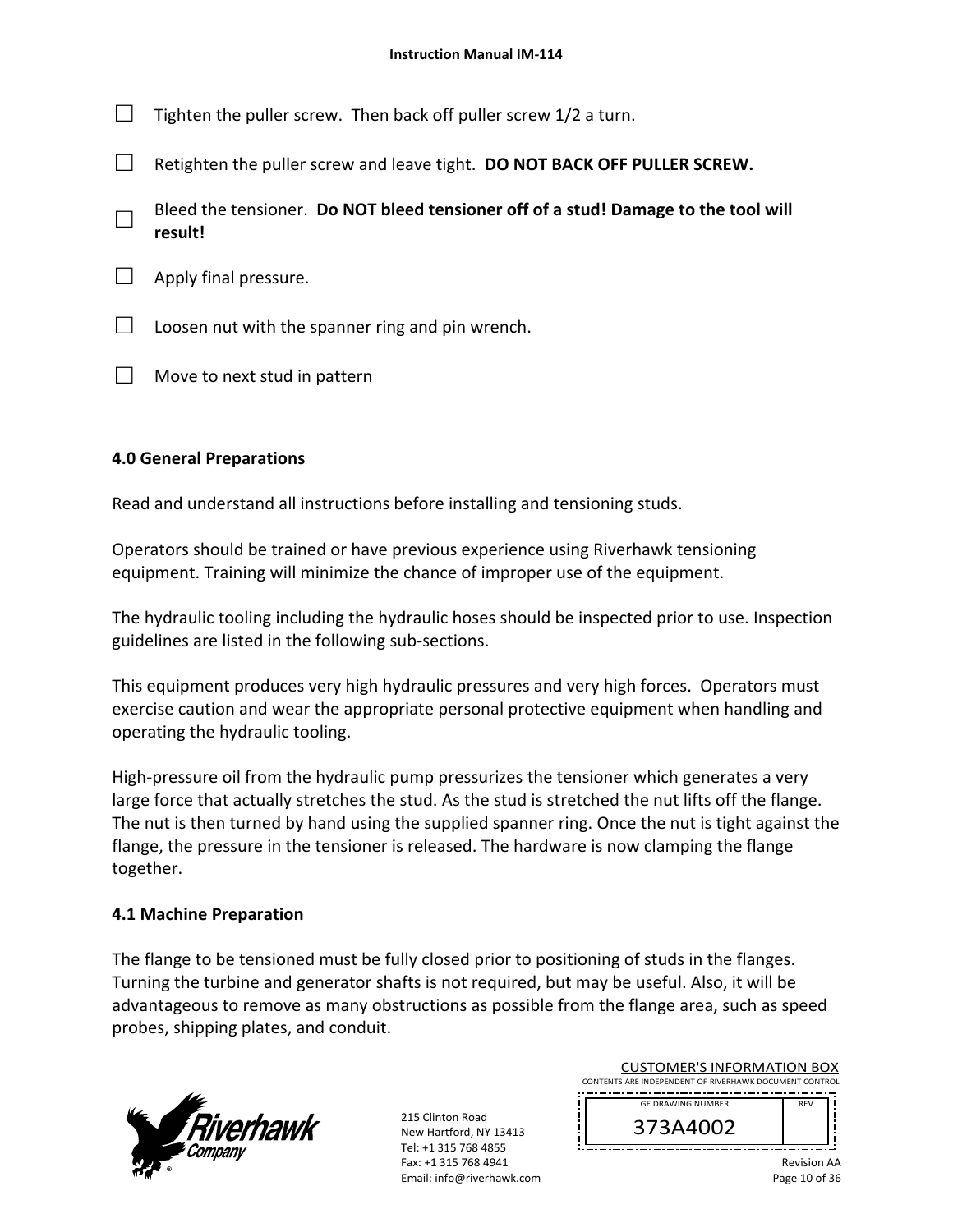- ☐ Tighten the puller screw. Then back off puller screw 1/2 a turn.
- ☐ Retighten the puller screw and leave tight. **DO NOT BACK OFF PULLER SCREW.**
- ☐ Bleed the tensioner. **Do NOT bleed tensioner off of a stud! Damage to the tool will result!**
- ☐ Apply final pressure.
- ☐ Loosen nut with the spanner ring and pin wrench.
- ☐ Move to next stud in pattern

## 4.0 General Preparations

Read and understand all instructions before installing and tensioning studs.

Operators should be trained or have previous experience using Riverhawk tensioning equipment. Training will minimize the chance of improper use of the equipment.

The hydraulic tooling including the hydraulic hoses should be inspected prior to use. Inspection guidelines are listed in the following sub-sections.

This equipment produces very high hydraulic pressures and very high forces. Operators must exercise caution and wear the appropriate personal protective equipment when handling and operating the hydraulic tooling.

High-pressure oil from the hydraulic pump pressurizes the tensioner which generates a very large force that actually stretches the stud. As the stud is stretched the nut lifts off the flange. The nut is then turned by hand using the supplied spanner ring. Once the nut is tight against the flange, the pressure in the tensioner is released. The hardware is now clamping the flange together.

### 4.1 Machine Preparation

The flange to be tensioned must be fully closed prior to positioning of studs in the flanges. Turning the turbine and generator shafts is not required, but may be useful. Also, it will be advantageous to remove as many obstructions as possible from the flange area, such as speed probes, shipping plates, and conduit.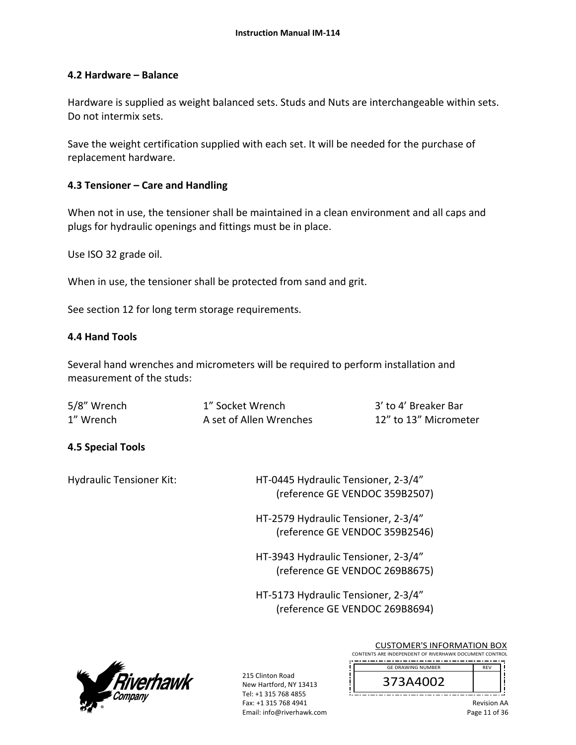## 4.2 Hardware – Balance

Hardware is supplied as weight balanced sets. Studs and Nuts are interchangeable within sets. Do not intermix sets.

Save the weight certification supplied with each set. It will be needed for the purchase of replacement hardware.

## 4.3 Tensioner – Care and Handling

When not in use, the tensioner shall be maintained in a clean environment and all caps and plugs for hydraulic openings and fittings must be in place.

Use ISO 32 grade oil.

When in use, the tensioner shall be protected from sand and grit.

See section 12 for long term storage requirements.

## 4.4 Hand Tools

Several hand wrenches and micrometers will be required to perform installation and measurement of the studs:

| | | |
|---|---|---|
| 5/8” Wrench | 1” Socket Wrench | 3’ to 4’ Breaker Bar |
| 1” Wrench | A set of Allen Wrenches | 12” to 13” Micrometer |

## 4.5 Special Tools

Hydraulic Tensioner Kit:

HT-0445 Hydraulic Tensioner, 2-3/4” (reference GE VENDOC 359B2507)

HT-2579 Hydraulic Tensioner, 2-3/4” (reference GE VENDOC 359B2546)

HT-3943 Hydraulic Tensioner, 2-3/4” (reference GE VENDOC 269B8675)

HT-5173 Hydraulic Tensioner, 2-3/4” (reference GE VENDOC 269B8694)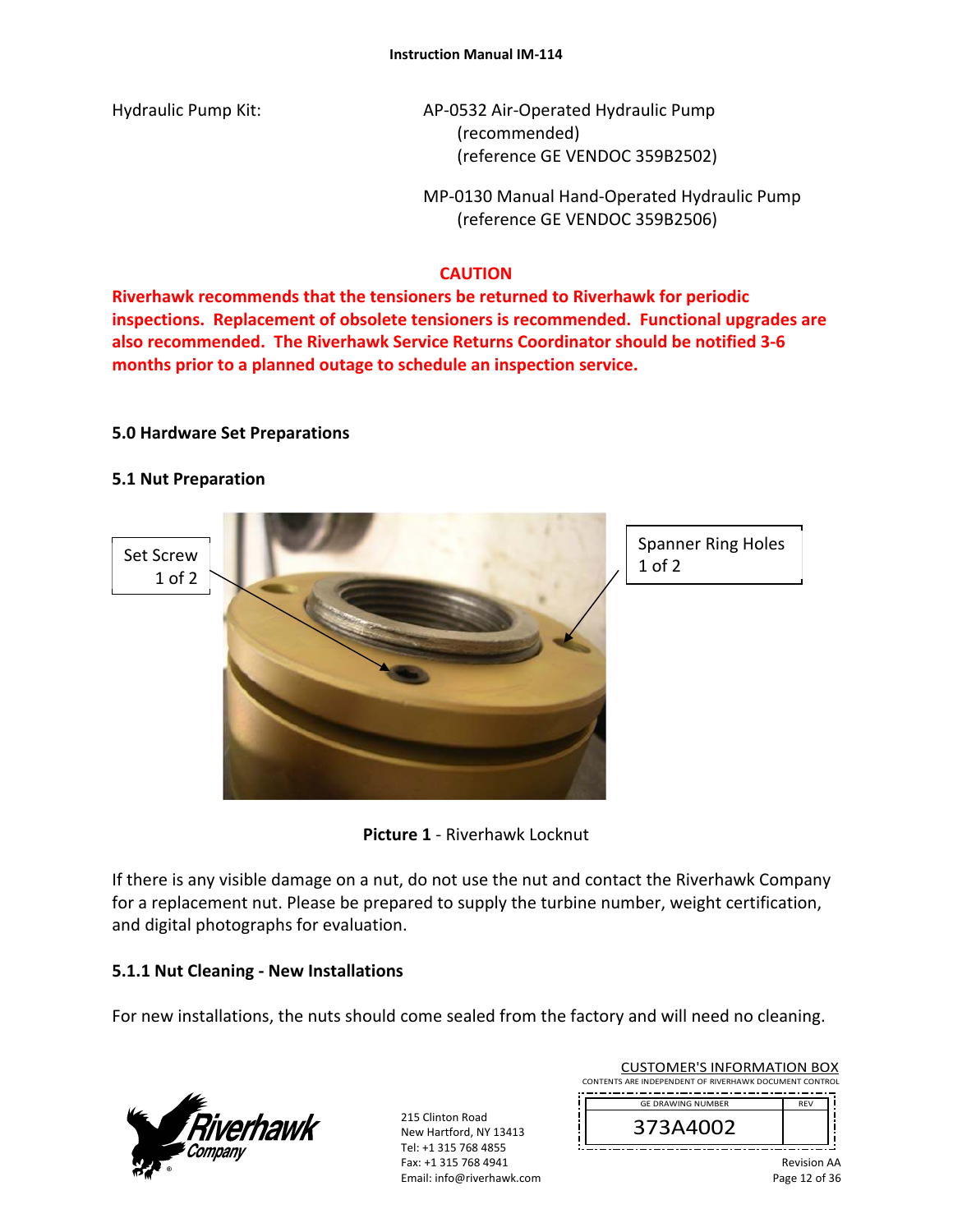Hydraulic Pump Kit:

AP-0532 Air-Operated Hydraulic Pump (recommended) (reference GE VENDOC 359B2502)

MP-0130 Manual Hand-Operated Hydraulic Pump (reference GE VENDOC 359B2506)

**CAUTION**

**Riverhawk recommends that the tensioners be returned to Riverhawk for periodic inspections. Replacement of obsolete tensioners is recommended. Functional upgrades are also recommended. The Riverhawk Service Returns Coordinator should be notified 3-6 months prior to a planned outage to schedule an inspection service.**

## 5.0 Hardware Set Preparations

### 5.1 Nut Preparation

Set Screw 1 of 2

Spanner Ring Holes 1 of 2

**Picture 1** - Riverhawk Locknut

If there is any visible damage on a nut, do not use the nut and contact the Riverhawk Company for a replacement nut. Please be prepared to supply the turbine number, weight certification, and digital photographs for evaluation.

#### 5.1.1 Nut Cleaning - New Installations

For new installations, the nuts should come sealed from the factory and will need no cleaning.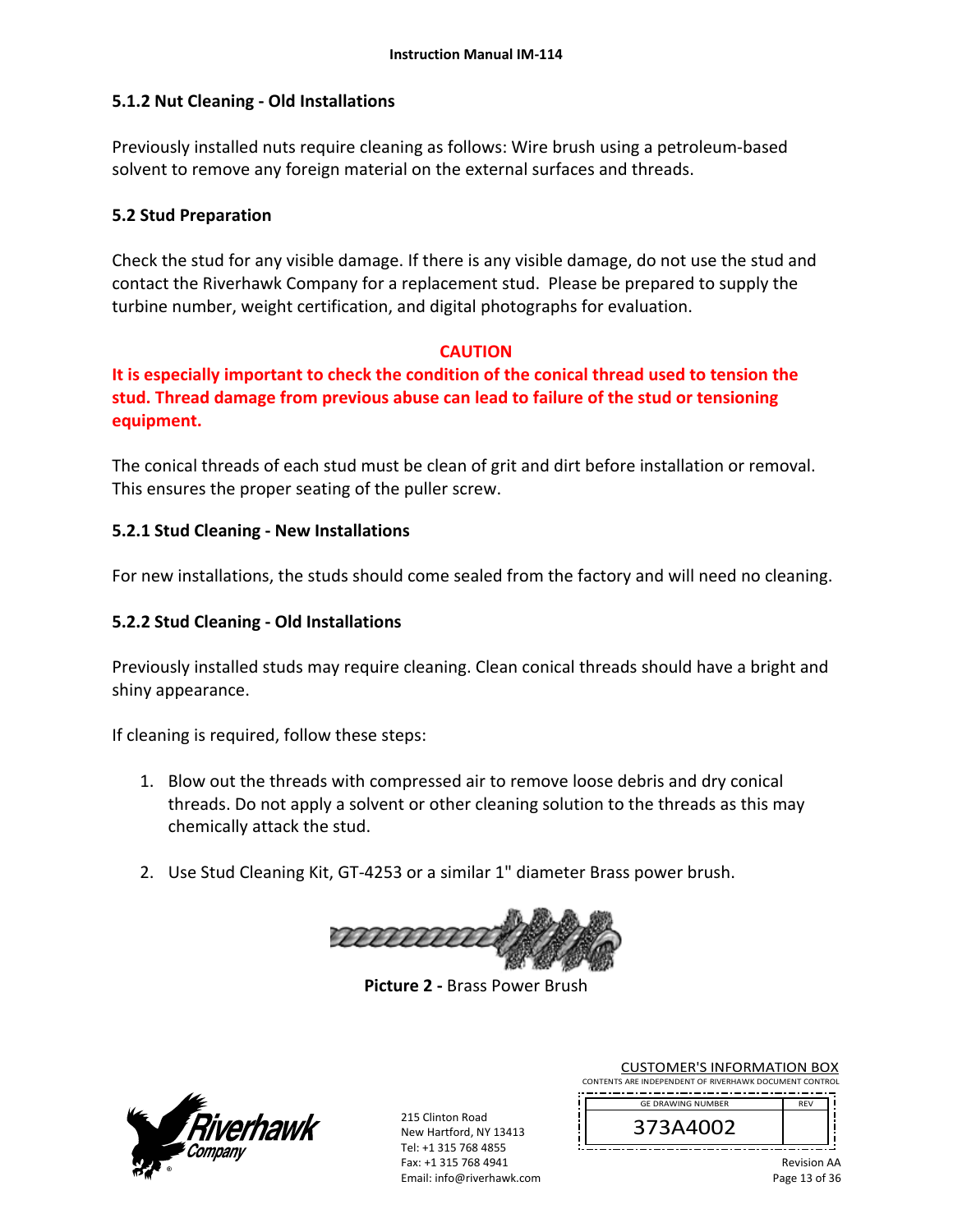### 5.1.2 Nut Cleaning - Old Installations

Previously installed nuts require cleaning as follows: Wire brush using a petroleum-based solvent to remove any foreign material on the external surfaces and threads.

## 5.2 Stud Preparation

Check the stud for any visible damage. If there is any visible damage, do not use the stud and contact the Riverhawk Company for a replacement stud. Please be prepared to supply the turbine number, weight certification, and digital photographs for evaluation.

**CAUTION**

**It is especially important to check the condition of the conical thread used to tension the stud. Thread damage from previous abuse can lead to failure of the stud or tensioning equipment.**

The conical threads of each stud must be clean of grit and dirt before installation or removal. This ensures the proper seating of the puller screw.

### 5.2.1 Stud Cleaning - New Installations

For new installations, the studs should come sealed from the factory and will need no cleaning.

### 5.2.2 Stud Cleaning - Old Installations

Previously installed studs may require cleaning. Clean conical threads should have a bright and shiny appearance.

If cleaning is required, follow these steps:

1. Blow out the threads with compressed air to remove loose debris and dry conical threads. Do not apply a solvent or other cleaning solution to the threads as this may chemically attack the stud.

2. Use Stud Cleaning Kit, GT-4253 or a similar 1" diameter Brass power brush.

**Picture 2 -** Brass Power Brush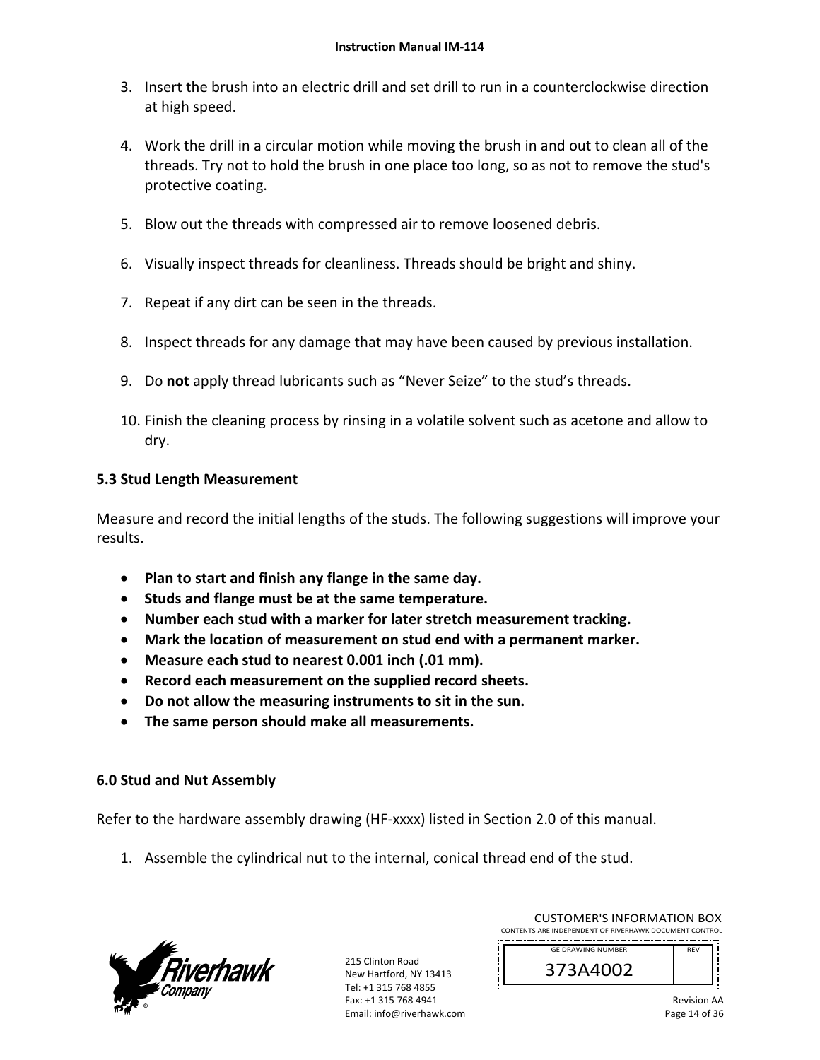3. Insert the brush into an electric drill and set drill to run in a counterclockwise direction at high speed.

4. Work the drill in a circular motion while moving the brush in and out to clean all of the threads. Try not to hold the brush in one place too long, so as not to remove the stud's protective coating.

5. Blow out the threads with compressed air to remove loosened debris.

6. Visually inspect threads for cleanliness. Threads should be bright and shiny.

7. Repeat if any dirt can be seen in the threads.

8. Inspect threads for any damage that may have been caused by previous installation.

9. Do **not** apply thread lubricants such as "Never Seize" to the stud's threads.

10. Finish the cleaning process by rinsing in a volatile solvent such as acetone and allow to dry.

### 5.3 Stud Length Measurement

Measure and record the initial lengths of the studs. The following suggestions will improve your results.

- **Plan to start and finish any flange in the same day.**
- **Studs and flange must be at the same temperature.**
- **Number each stud with a marker for later stretch measurement tracking.**
- **Mark the location of measurement on stud end with a permanent marker.**
- **Measure each stud to nearest 0.001 inch (.01 mm).**
- **Record each measurement on the supplied record sheets.**
- **Do not allow the measuring instruments to sit in the sun.**
- **The same person should make all measurements.**

## 6.0 Stud and Nut Assembly

Refer to the hardware assembly drawing (HF-xxxx) listed in Section 2.0 of this manual.

1. Assemble the cylindrical nut to the internal, conical thread end of the stud.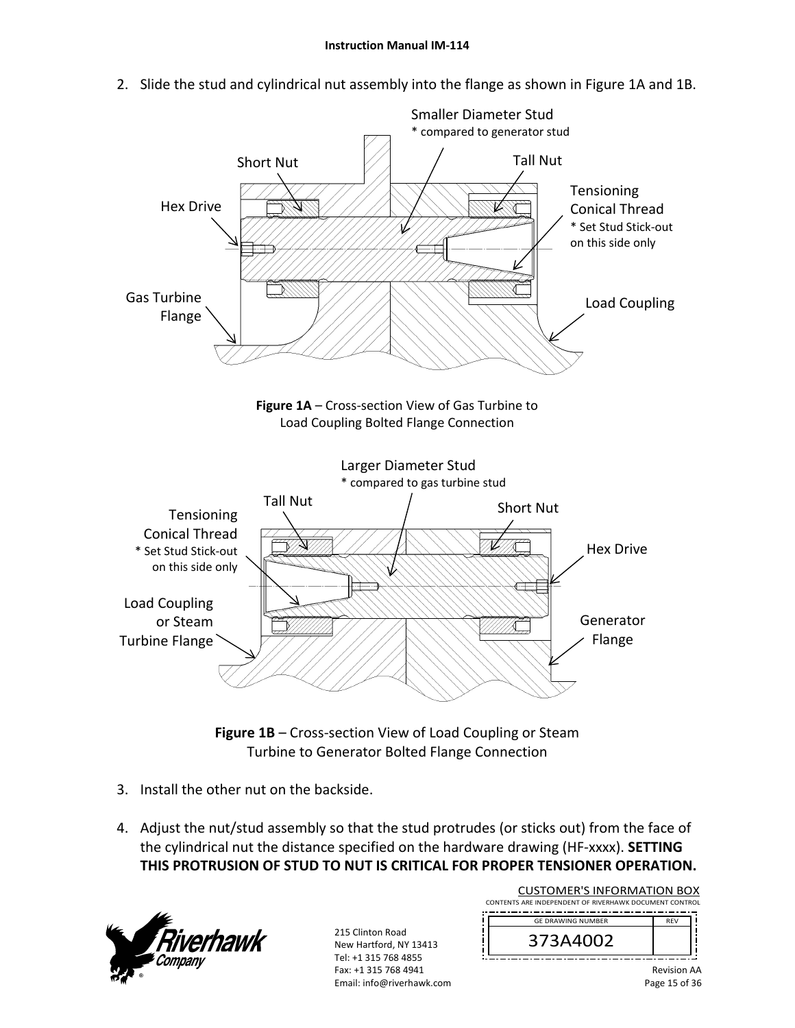2. Slide the stud and cylindrical nut assembly into the flange as shown in Figure 1A and 1B.

Smaller Diameter Stud
* compared to generator stud

Short Nut

Tall Nut

Hex Drive

Tensioning
Conical Thread
* Set Stud Stick-out
on this side only

Gas Turbine
Flange

Load Coupling

**Figure 1A** – Cross-section View of Gas Turbine to Load Coupling Bolted Flange Connection

Larger Diameter Stud
* compared to gas turbine stud

Tall Nut

Short Nut

Tensioning
Conical Thread
* Set Stud Stick-out
on this side only

Hex Drive

Load Coupling
or Steam
Turbine Flange

Generator
Flange

**Figure 1B** – Cross-section View of Load Coupling or Steam Turbine to Generator Bolted Flange Connection

3. Install the other nut on the backside.

4. Adjust the nut/stud assembly so that the stud protrudes (or sticks out) from the face of the cylindrical nut the distance specified on the hardware drawing (HF-xxxx). **SETTING THIS PROTRUSION OF STUD TO NUT IS CRITICAL FOR PROPER TENSIONER OPERATION.**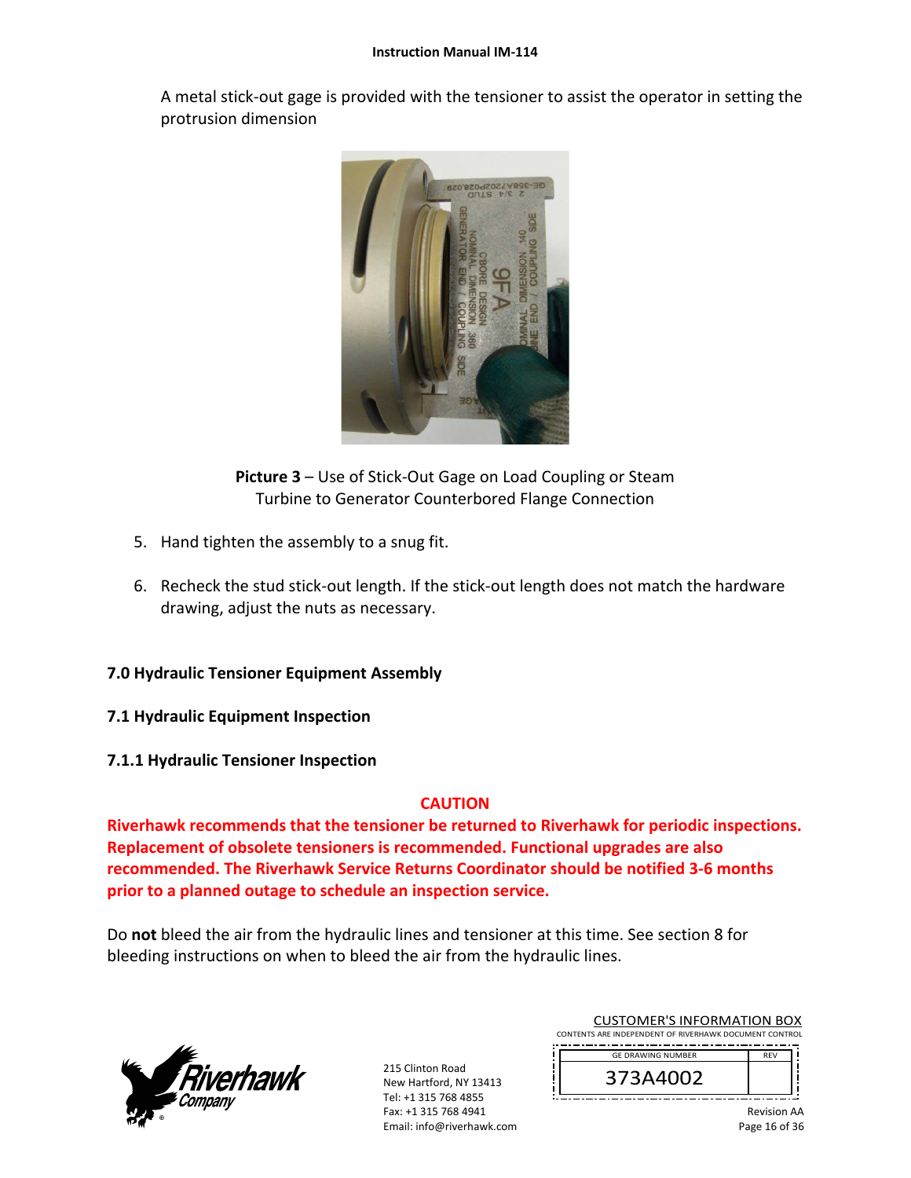A metal stick-out gage is provided with the tensioner to assist the operator in setting the protrusion dimension

**Picture 3** – Use of Stick-Out Gage on Load Coupling or Steam Turbine to Generator Counterbored Flange Connection

5. Hand tighten the assembly to a snug fit.

6. Recheck the stud stick-out length. If the stick-out length does not match the hardware drawing, adjust the nuts as necessary.

## 7.0 Hydraulic Tensioner Equipment Assembly

### 7.1 Hydraulic Equipment Inspection

#### 7.1.1 Hydraulic Tensioner Inspection

**CAUTION**

**Riverhawk recommends that the tensioner be returned to Riverhawk for periodic inspections. Replacement of obsolete tensioners is recommended. Functional upgrades are also recommended. The Riverhawk Service Returns Coordinator should be notified 3-6 months prior to a planned outage to schedule an inspection service.**

Do **not** bleed the air from the hydraulic lines and tensioner at this time. See section 8 for bleeding instructions on when to bleed the air from the hydraulic lines.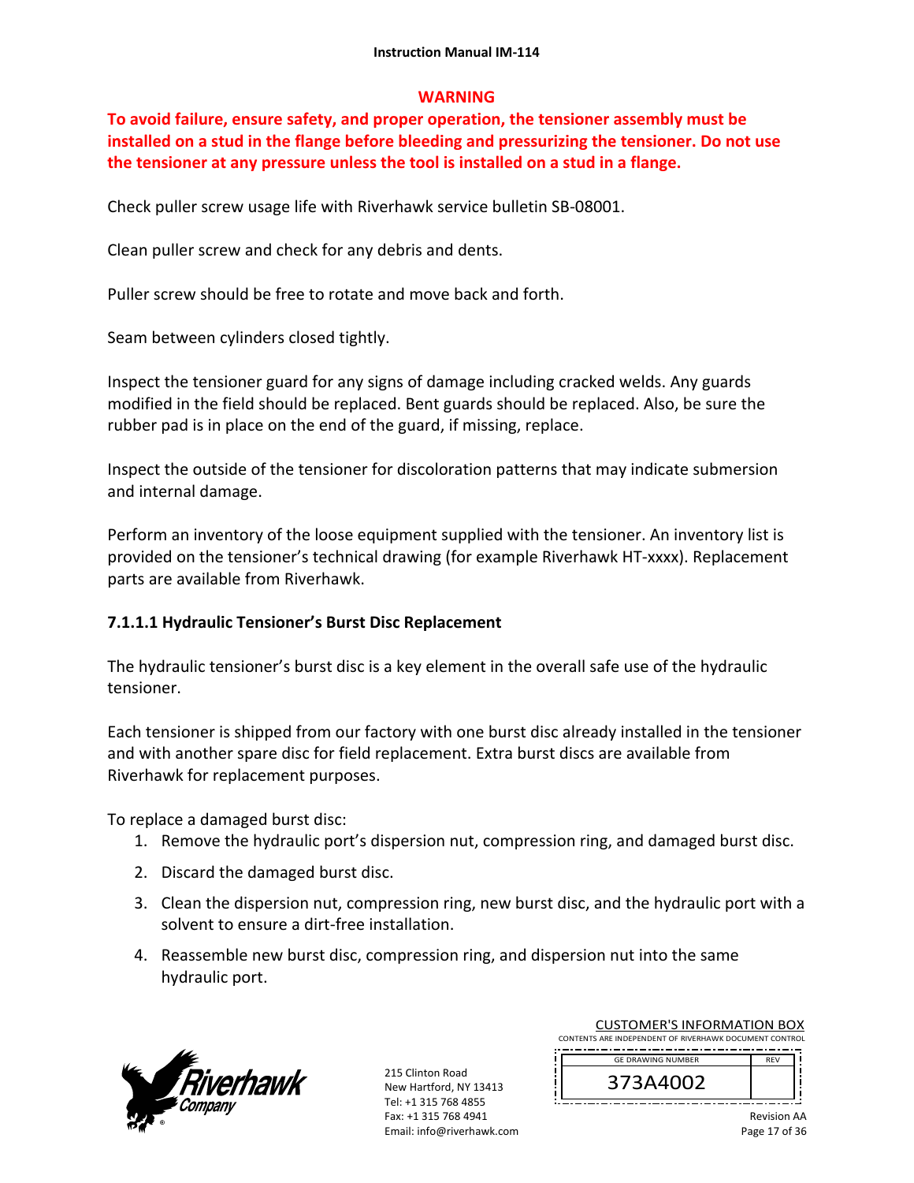**WARNING**

**To avoid failure, ensure safety, and proper operation, the tensioner assembly must be installed on a stud in the flange before bleeding and pressurizing the tensioner. Do not use the tensioner at any pressure unless the tool is installed on a stud in a flange.**

Check puller screw usage life with Riverhawk service bulletin SB-08001.

Clean puller screw and check for any debris and dents.

Puller screw should be free to rotate and move back and forth.

Seam between cylinders closed tightly.

Inspect the tensioner guard for any signs of damage including cracked welds. Any guards modified in the field should be replaced. Bent guards should be replaced. Also, be sure the rubber pad is in place on the end of the guard, if missing, replace.

Inspect the outside of the tensioner for discoloration patterns that may indicate submersion and internal damage.

Perform an inventory of the loose equipment supplied with the tensioner. An inventory list is provided on the tensioner's technical drawing (for example Riverhawk HT-xxxx). Replacement parts are available from Riverhawk.

#### 7.1.1.1 Hydraulic Tensioner's Burst Disc Replacement

The hydraulic tensioner's burst disc is a key element in the overall safe use of the hydraulic tensioner.

Each tensioner is shipped from our factory with one burst disc already installed in the tensioner and with another spare disc for field replacement. Extra burst discs are available from Riverhawk for replacement purposes.

To replace a damaged burst disc:

1. Remove the hydraulic port's dispersion nut, compression ring, and damaged burst disc.
2. Discard the damaged burst disc.
3. Clean the dispersion nut, compression ring, new burst disc, and the hydraulic port with a solvent to ensure a dirt-free installation.
4. Reassemble new burst disc, compression ring, and dispersion nut into the same hydraulic port.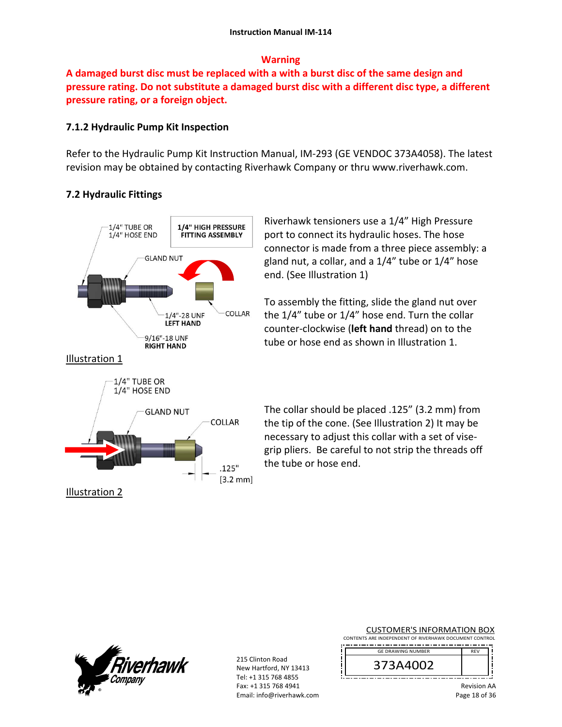**Warning**

**A damaged burst disc must be replaced with a with a burst disc of the same design and pressure rating. Do not substitute a damaged burst disc with a different disc type, a different pressure rating, or a foreign object.**

### 7.1.2 Hydraulic Pump Kit Inspection

Refer to the Hydraulic Pump Kit Instruction Manual, IM-293 (GE VENDOC 373A4058). The latest revision may be obtained by contacting Riverhawk Company or thru www.riverhawk.com.

## 7.2 Hydraulic Fittings

1/4" TUBE OR 1/4" HOSE END

**1/4" HIGH PRESSURE FITTING ASSEMBLY**

GLAND NUT

1/4"-28 UNF **LEFT HAND**

COLLAR

9/16"-18 UNF **RIGHT HAND**

Illustration 1

Riverhawk tensioners use a 1/4" High Pressure port to connect its hydraulic hoses. The hose connector is made from a three piece assembly: a gland nut, a collar, and a 1/4" tube or 1/4" hose end. (See Illustration 1)

To assembly the fitting, slide the gland nut over the 1/4" tube or 1/4" hose end. Turn the collar counter-clockwise (**left hand** thread) on to the tube or hose end as shown in Illustration 1.

1/4" TUBE OR 1/4" HOSE END

GLAND NUT

COLLAR

.125" [3.2 mm]

Illustration 2

The collar should be placed .125" (3.2 mm) from the tip of the cone. (See Illustration 2) It may be necessary to adjust this collar with a set of vise-grip pliers. Be careful to not strip the threads off the tube or hose end.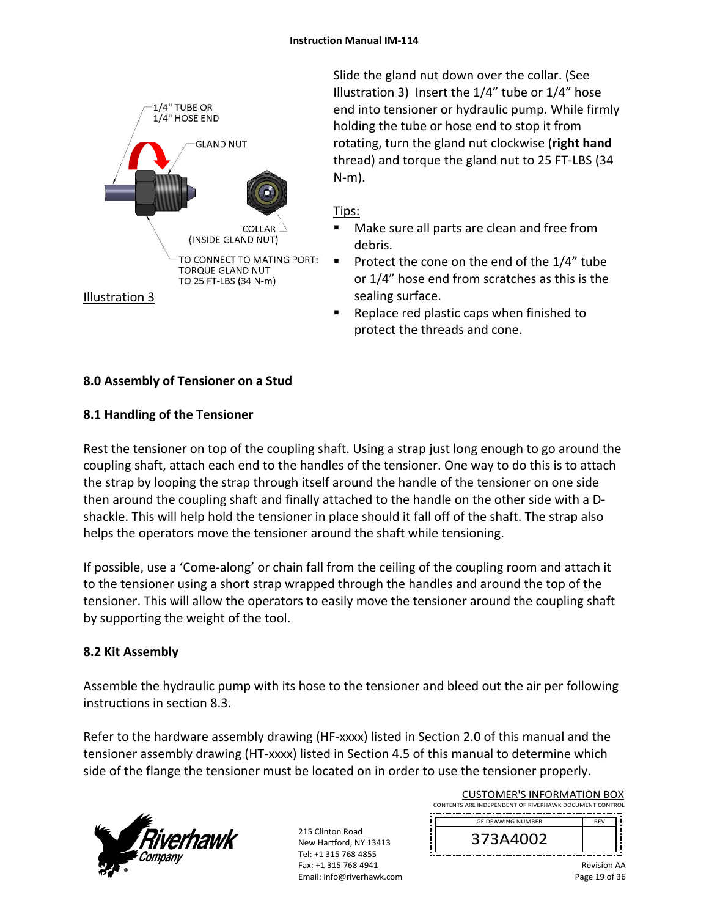1/4" TUBE OR
1/4" HOSE END

GLAND NUT

COLLAR
(INSIDE GLAND NUT)

TO CONNECT TO MATING PORT:
TORQUE GLAND NUT
TO 25 FT-LBS (34 N-m)

Illustration 3

Slide the gland nut down over the collar. (See Illustration 3) Insert the 1/4" tube or 1/4" hose end into tensioner or hydraulic pump. While firmly holding the tube or hose end to stop it from rotating, turn the gland nut clockwise (**right hand** thread) and torque the gland nut to 25 FT-LBS (34 N-m).

Tips:

- Make sure all parts are clean and free from debris.
- Protect the cone on the end of the 1/4" tube or 1/4" hose end from scratches as this is the sealing surface.
- Replace red plastic caps when finished to protect the threads and cone.

## 8.0 Assembly of Tensioner on a Stud

### 8.1 Handling of the Tensioner

Rest the tensioner on top of the coupling shaft. Using a strap just long enough to go around the coupling shaft, attach each end to the handles of the tensioner. One way to do this is to attach the strap by looping the strap through itself around the handle of the tensioner on one side then around the coupling shaft and finally attached to the handle on the other side with a D-shackle. This will help hold the tensioner in place should it fall off of the shaft. The strap also helps the operators move the tensioner around the shaft while tensioning.

If possible, use a 'Come-along' or chain fall from the ceiling of the coupling room and attach it to the tensioner using a short strap wrapped through the handles and around the top of the tensioner. This will allow the operators to easily move the tensioner around the coupling shaft by supporting the weight of the tool.

### 8.2 Kit Assembly

Assemble the hydraulic pump with its hose to the tensioner and bleed out the air per following instructions in section 8.3.

Refer to the hardware assembly drawing (HF-xxxx) listed in Section 2.0 of this manual and the tensioner assembly drawing (HT-xxxx) listed in Section 4.5 of this manual to determine which side of the flange the tensioner must be located on in order to use the tensioner properly.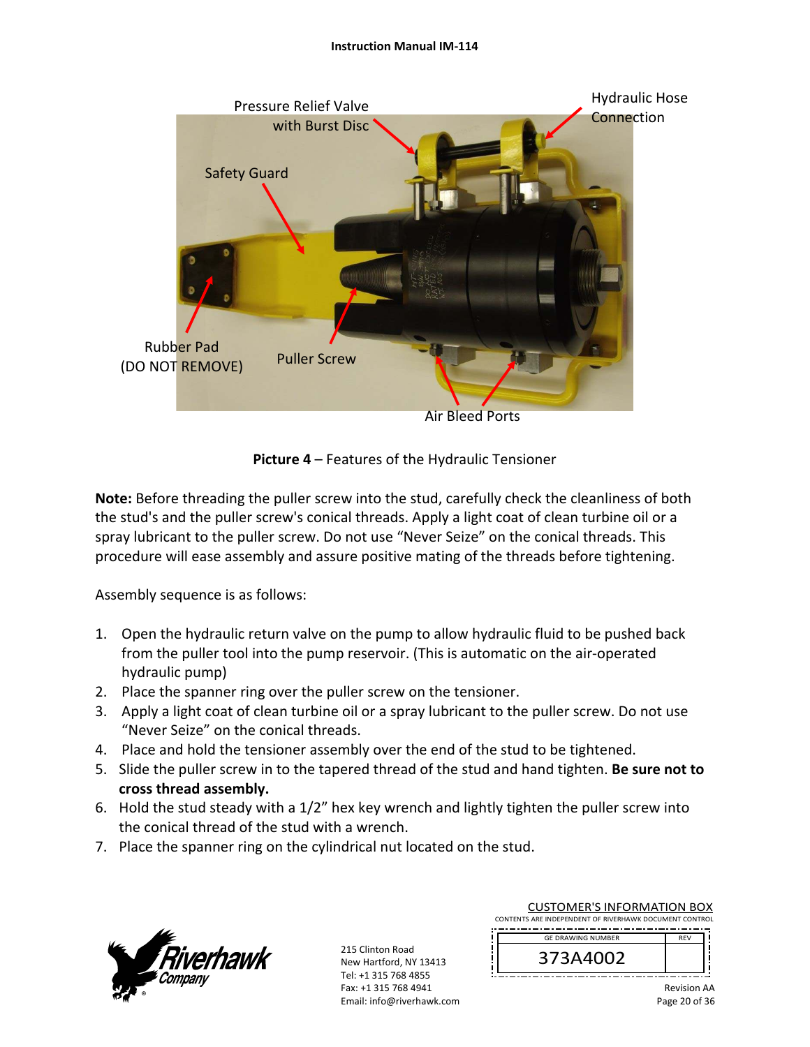Pressure Relief Valve with Burst Disc

Hydraulic Hose Connection

Safety Guard

Rubber Pad (DO NOT REMOVE)

Puller Screw

Air Bleed Ports

**Picture 4** – Features of the Hydraulic Tensioner

**Note:** Before threading the puller screw into the stud, carefully check the cleanliness of both the stud's and the puller screw's conical threads. Apply a light coat of clean turbine oil or a spray lubricant to the puller screw. Do not use "Never Seize" on the conical threads. This procedure will ease assembly and assure positive mating of the threads before tightening.

Assembly sequence is as follows:

1. Open the hydraulic return valve on the pump to allow hydraulic fluid to be pushed back from the puller tool into the pump reservoir. (This is automatic on the air-operated hydraulic pump)
2. Place the spanner ring over the puller screw on the tensioner.
3. Apply a light coat of clean turbine oil or a spray lubricant to the puller screw. Do not use "Never Seize" on the conical threads.
4. Place and hold the tensioner assembly over the end of the stud to be tightened.
5. Slide the puller screw in to the tapered thread of the stud and hand tighten. **Be sure not to cross thread assembly.**
6. Hold the stud steady with a 1/2" hex key wrench and lightly tighten the puller screw into the conical thread of the stud with a wrench.
7. Place the spanner ring on the cylindrical nut located on the stud.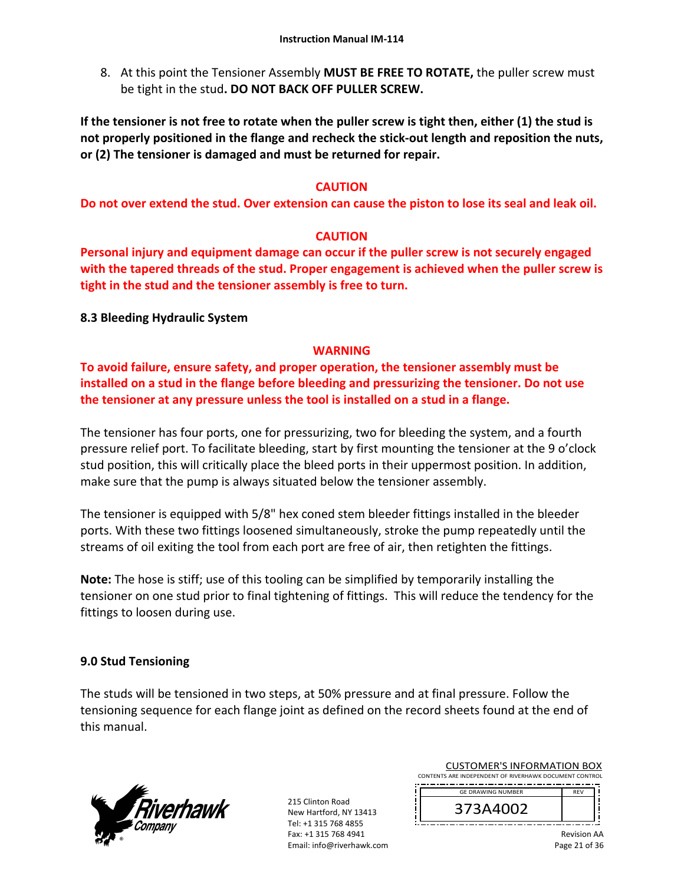8. At this point the Tensioner Assembly **MUST BE FREE TO ROTATE,** the puller screw must be tight in the stud**. DO NOT BACK OFF PULLER SCREW.**

**If the tensioner is not free to rotate when the puller screw is tight then, either (1) the stud is not properly positioned in the flange and recheck the stick-out length and reposition the nuts, or (2) The tensioner is damaged and must be returned for repair.**

**CAUTION**

**Do not over extend the stud. Over extension can cause the piston to lose its seal and leak oil.**

**CAUTION**

**Personal injury and equipment damage can occur if the puller screw is not securely engaged with the tapered threads of the stud. Proper engagement is achieved when the puller screw is tight in the stud and the tensioner assembly is free to turn.**

### 8.3 Bleeding Hydraulic System

**WARNING**

**To avoid failure, ensure safety, and proper operation, the tensioner assembly must be installed on a stud in the flange before bleeding and pressurizing the tensioner. Do not use the tensioner at any pressure unless the tool is installed on a stud in a flange.**

The tensioner has four ports, one for pressurizing, two for bleeding the system, and a fourth pressure relief port. To facilitate bleeding, start by first mounting the tensioner at the 9 o'clock stud position, this will critically place the bleed ports in their uppermost position. In addition, make sure that the pump is always situated below the tensioner assembly.

The tensioner is equipped with 5/8" hex coned stem bleeder fittings installed in the bleeder ports. With these two fittings loosened simultaneously, stroke the pump repeatedly until the streams of oil exiting the tool from each port are free of air, then retighten the fittings.

**Note:** The hose is stiff; use of this tooling can be simplified by temporarily installing the tensioner on one stud prior to final tightening of fittings. This will reduce the tendency for the fittings to loosen during use.

## 9.0 Stud Tensioning

The studs will be tensioned in two steps, at 50% pressure and at final pressure. Follow the tensioning sequence for each flange joint as defined on the record sheets found at the end of this manual.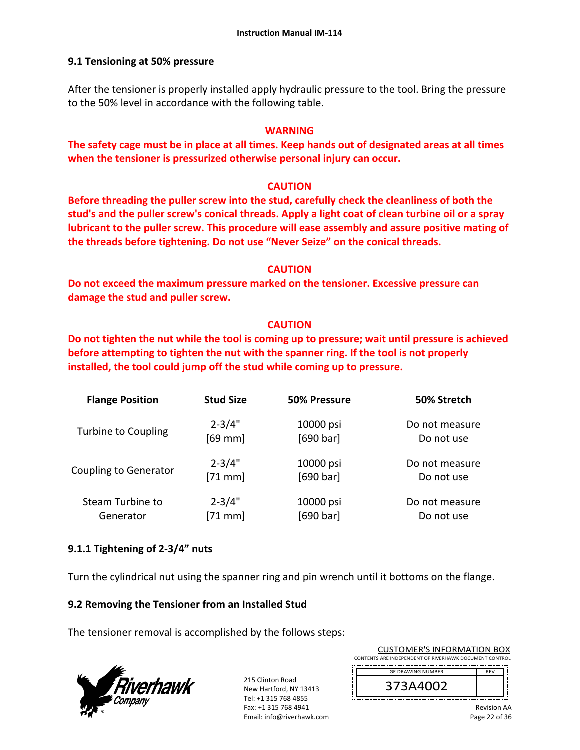## 9.1 Tensioning at 50% pressure

After the tensioner is properly installed apply hydraulic pressure to the tool. Bring the pressure to the 50% level in accordance with the following table.

**WARNING**

**The safety cage must be in place at all times. Keep hands out of designated areas at all times when the tensioner is pressurized otherwise personal injury can occur.**

**CAUTION**

**Before threading the puller screw into the stud, carefully check the cleanliness of both the stud's and the puller screw's conical threads. Apply a light coat of clean turbine oil or a spray lubricant to the puller screw. This procedure will ease assembly and assure positive mating of the threads before tightening. Do not use "Never Seize" on the conical threads.**

**CAUTION**

**Do not exceed the maximum pressure marked on the tensioner. Excessive pressure can damage the stud and puller screw.**

**CAUTION**

**Do not tighten the nut while the tool is coming up to pressure; wait until pressure is achieved before attempting to tighten the nut with the spanner ring. If the tool is not properly installed, the tool could jump off the stud while coming up to pressure.**

| Flange Position | Stud Size | 50% Pressure | 50% Stretch |
|---|---|---|---|
| Turbine to Coupling | 2-3/4" [69 mm] | 10000 psi [690 bar] | Do not measure Do not use |
| Coupling to Generator | 2-3/4" [71 mm] | 10000 psi [690 bar] | Do not measure Do not use |
| Steam Turbine to Generator | 2-3/4" [71 mm] | 10000 psi [690 bar] | Do not measure Do not use |

### 9.1.1 Tightening of 2-3/4" nuts

Turn the cylindrical nut using the spanner ring and pin wrench until it bottoms on the flange.

## 9.2 Removing the Tensioner from an Installed Stud

The tensioner removal is accomplished by the follows steps:

215 Clinton Road
New Hartford, NY 13413
Tel: +1 315 768 4855
Fax: +1 315 768 4941
Email: info@riverhawk.com

CUSTOMER'S INFORMATION BOX
CONTENTS ARE INDEPENDENT OF RIVERHAWK DOCUMENT CONTROL

| GE DRAWING NUMBER | REV |
|---|---|
| 373A4002 | |

Revision AA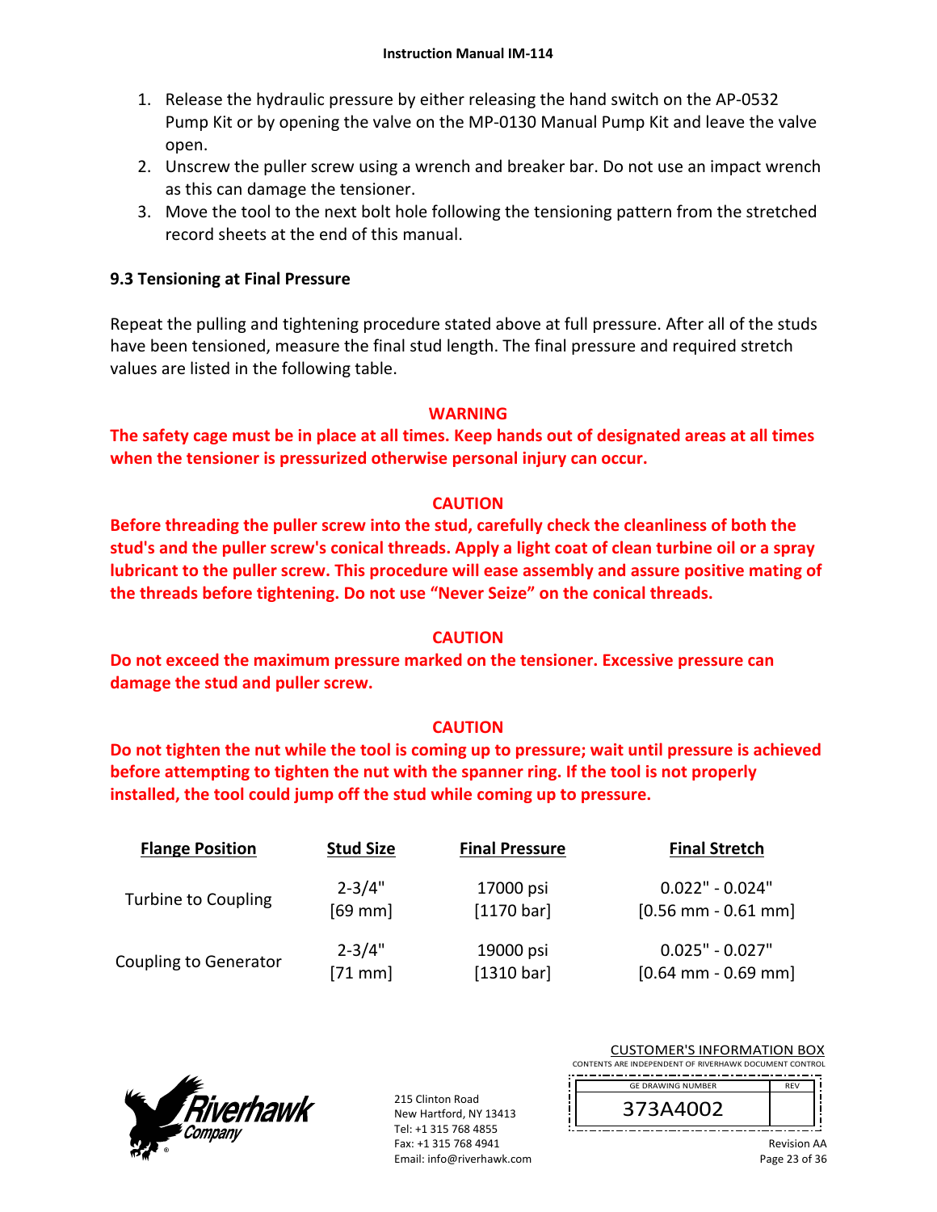1. Release the hydraulic pressure by either releasing the hand switch on the AP-0532 Pump Kit or by opening the valve on the MP-0130 Manual Pump Kit and leave the valve open.
2. Unscrew the puller screw using a wrench and breaker bar. Do not use an impact wrench as this can damage the tensioner.
3. Move the tool to the next bolt hole following the tensioning pattern from the stretched record sheets at the end of this manual.

### 9.3 Tensioning at Final Pressure

Repeat the pulling and tightening procedure stated above at full pressure. After all of the studs have been tensioned, measure the final stud length. The final pressure and required stretch values are listed in the following table.

**WARNING**

**The safety cage must be in place at all times. Keep hands out of designated areas at all times when the tensioner is pressurized otherwise personal injury can occur.**

**CAUTION**

**Before threading the puller screw into the stud, carefully check the cleanliness of both the stud's and the puller screw's conical threads. Apply a light coat of clean turbine oil or a spray lubricant to the puller screw. This procedure will ease assembly and assure positive mating of the threads before tightening. Do not use "Never Seize" on the conical threads.**

**CAUTION**

**Do not exceed the maximum pressure marked on the tensioner. Excessive pressure can damage the stud and puller screw.**

**CAUTION**

**Do not tighten the nut while the tool is coming up to pressure; wait until pressure is achieved before attempting to tighten the nut with the spanner ring. If the tool is not properly installed, the tool could jump off the stud while coming up to pressure.**

| Flange Position | Stud Size | Final Pressure | Final Stretch |
|---|---|---|---|
| Turbine to Coupling | 2-3/4" [69 mm] | 17000 psi [1170 bar] | 0.022" - 0.024" [0.56 mm - 0.61 mm] |
| Coupling to Generator | 2-3/4" [71 mm] | 19000 psi [1310 bar] | 0.025" - 0.027" [0.64 mm - 0.69 mm] |

215 Clinton Road
New Hartford, NY 13413
Tel: +1 315 768 4855
Fax: +1 315 768 4941
Email: info@riverhawk.com

CUSTOMER'S INFORMATION BOX
CONTENTS ARE INDEPENDENT OF RIVERHAWK DOCUMENT CONTROL

| GE DRAWING NUMBER | REV |
|---|---|
| 373A4002 | |

Revision AA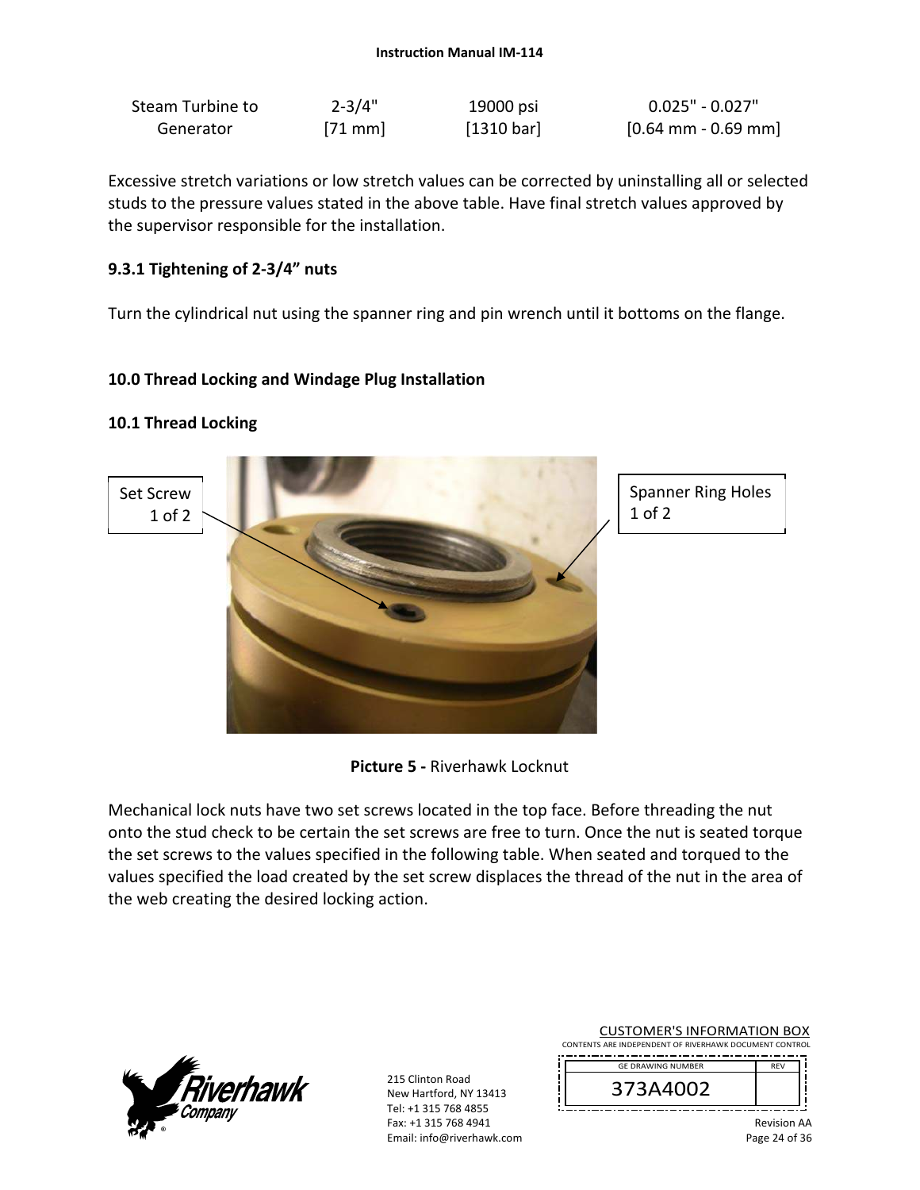| | | | |
|---|---|---|---|
| Steam Turbine to Generator | 2-3/4" [71 mm] | 19000 psi [1310 bar] | 0.025" - 0.027" [0.64 mm - 0.69 mm] |

Excessive stretch variations or low stretch values can be corrected by uninstalling all or selected studs to the pressure values stated in the above table. Have final stretch values approved by the supervisor responsible for the installation.

### 9.3.1 Tightening of 2-3/4" nuts

Turn the cylindrical nut using the spanner ring and pin wrench until it bottoms on the flange.

## 10.0 Thread Locking and Windage Plug Installation

### 10.1 Thread Locking

Set Screw 1 of 2

Spanner Ring Holes 1 of 2

**Picture 5 -** Riverhawk Locknut

Mechanical lock nuts have two set screws located in the top face. Before threading the nut onto the stud check to be certain the set screws are free to turn. Once the nut is seated torque the set screws to the values specified in the following table. When seated and torqued to the values specified the load created by the set screw displaces the thread of the nut in the area of the web creating the desired locking action.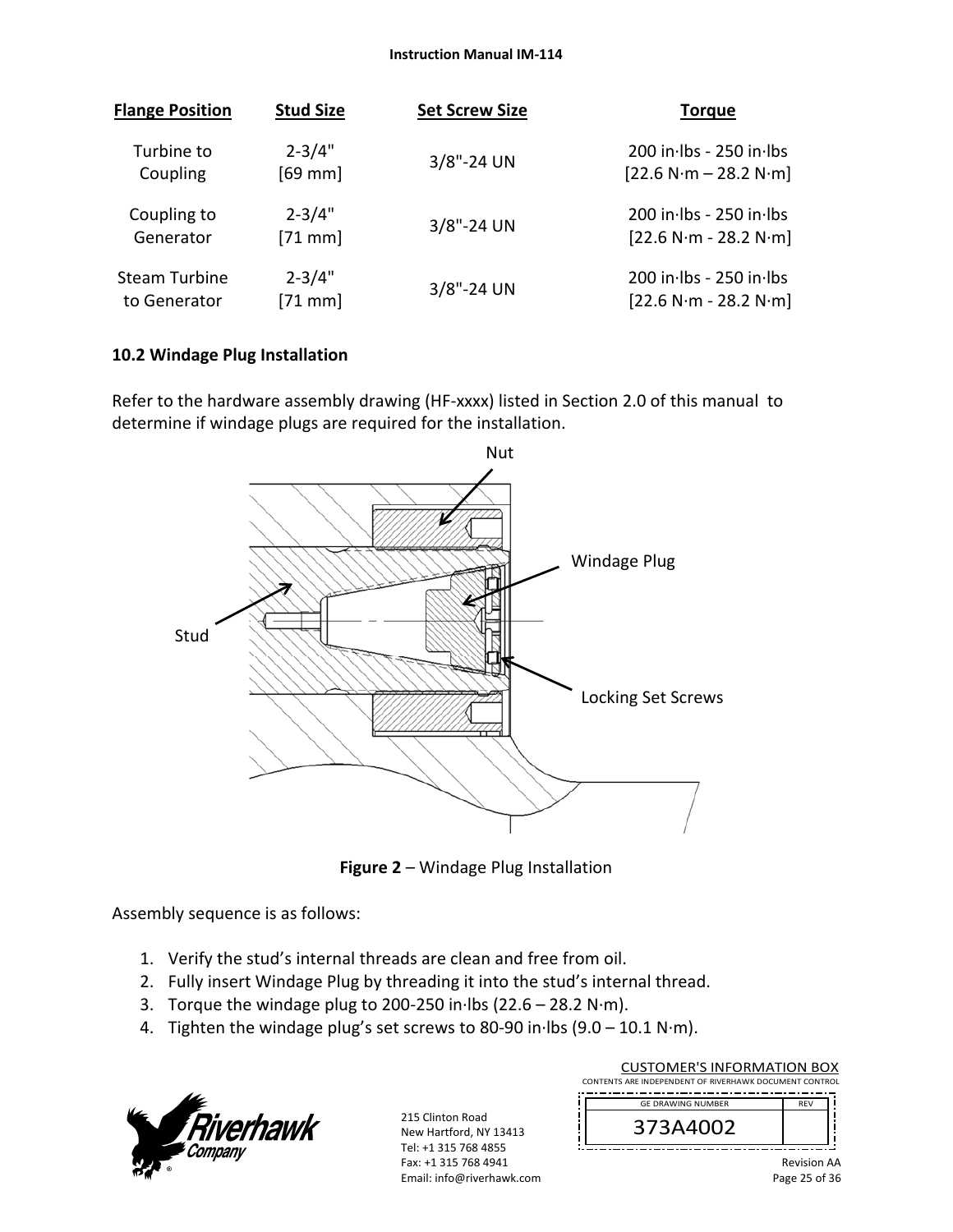| Flange Position | Stud Size | Set Screw Size | Torque |
| --- | --- | --- | --- |
| Turbine to Coupling | 2-3/4" [69 mm] | 3/8"-24 UN | 200 in·lbs - 250 in·lbs [22.6 N·m – 28.2 N·m] |
| Coupling to Generator | 2-3/4" [71 mm] | 3/8"-24 UN | 200 in·lbs - 250 in·lbs [22.6 N·m - 28.2 N·m] |
| Steam Turbine to Generator | 2-3/4" [71 mm] | 3/8"-24 UN | 200 in·lbs - 250 in·lbs [22.6 N·m - 28.2 N·m] |

## 10.2 Windage Plug Installation

Refer to the hardware assembly drawing (HF-xxxx) listed in Section 2.0 of this manual to determine if windage plugs are required for the installation.

Nut

Windage Plug

Stud

Locking Set Screws

**Figure 2** – Windage Plug Installation

Assembly sequence is as follows:

1. Verify the stud's internal threads are clean and free from oil.
2. Fully insert Windage Plug by threading it into the stud's internal thread.
3. Torque the windage plug to 200-250 in·lbs (22.6 – 28.2 N·m).
4. Tighten the windage plug's set screws to 80-90 in·lbs (9.0 – 10.1 N·m).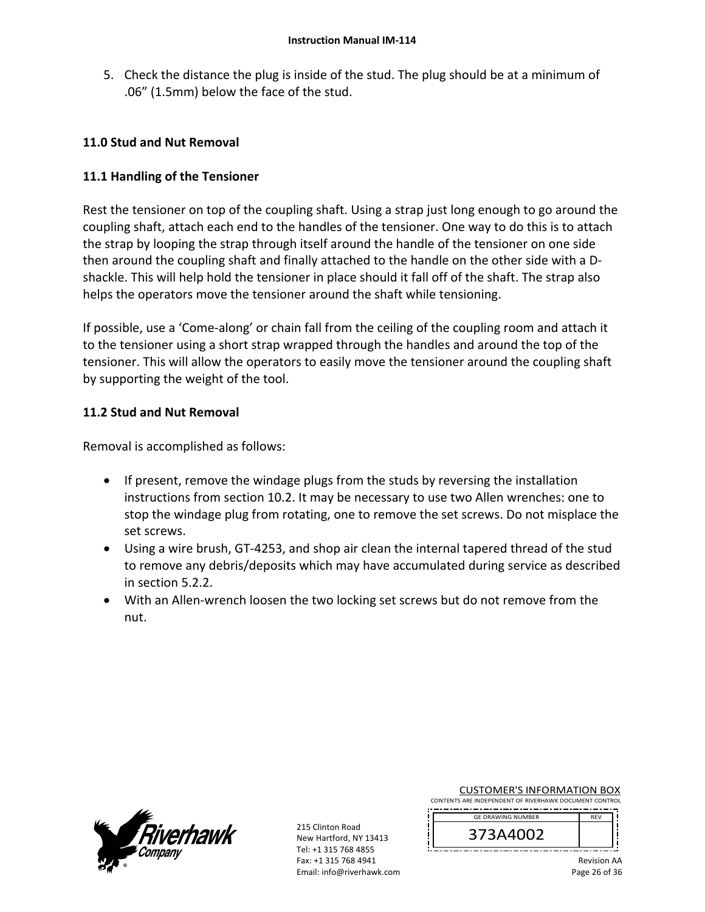5. Check the distance the plug is inside of the stud. The plug should be at a minimum of .06" (1.5mm) below the face of the stud.

## 11.0 Stud and Nut Removal

### 11.1 Handling of the Tensioner

Rest the tensioner on top of the coupling shaft. Using a strap just long enough to go around the coupling shaft, attach each end to the handles of the tensioner. One way to do this is to attach the strap by looping the strap through itself around the handle of the tensioner on one side then around the coupling shaft and finally attached to the handle on the other side with a D-shackle. This will help hold the tensioner in place should it fall off of the shaft. The strap also helps the operators move the tensioner around the shaft while tensioning.

If possible, use a 'Come-along' or chain fall from the ceiling of the coupling room and attach it to the tensioner using a short strap wrapped through the handles and around the top of the tensioner. This will allow the operators to easily move the tensioner around the coupling shaft by supporting the weight of the tool.

### 11.2 Stud and Nut Removal

Removal is accomplished as follows:

- If present, remove the windage plugs from the studs by reversing the installation instructions from section 10.2. It may be necessary to use two Allen wrenches: one to stop the windage plug from rotating, one to remove the set screws. Do not misplace the set screws.
- Using a wire brush, GT-4253, and shop air clean the internal tapered thread of the stud to remove any debris/deposits which may have accumulated during service as described in section 5.2.2.
- With an Allen-wrench loosen the two locking set screws but do not remove from the nut.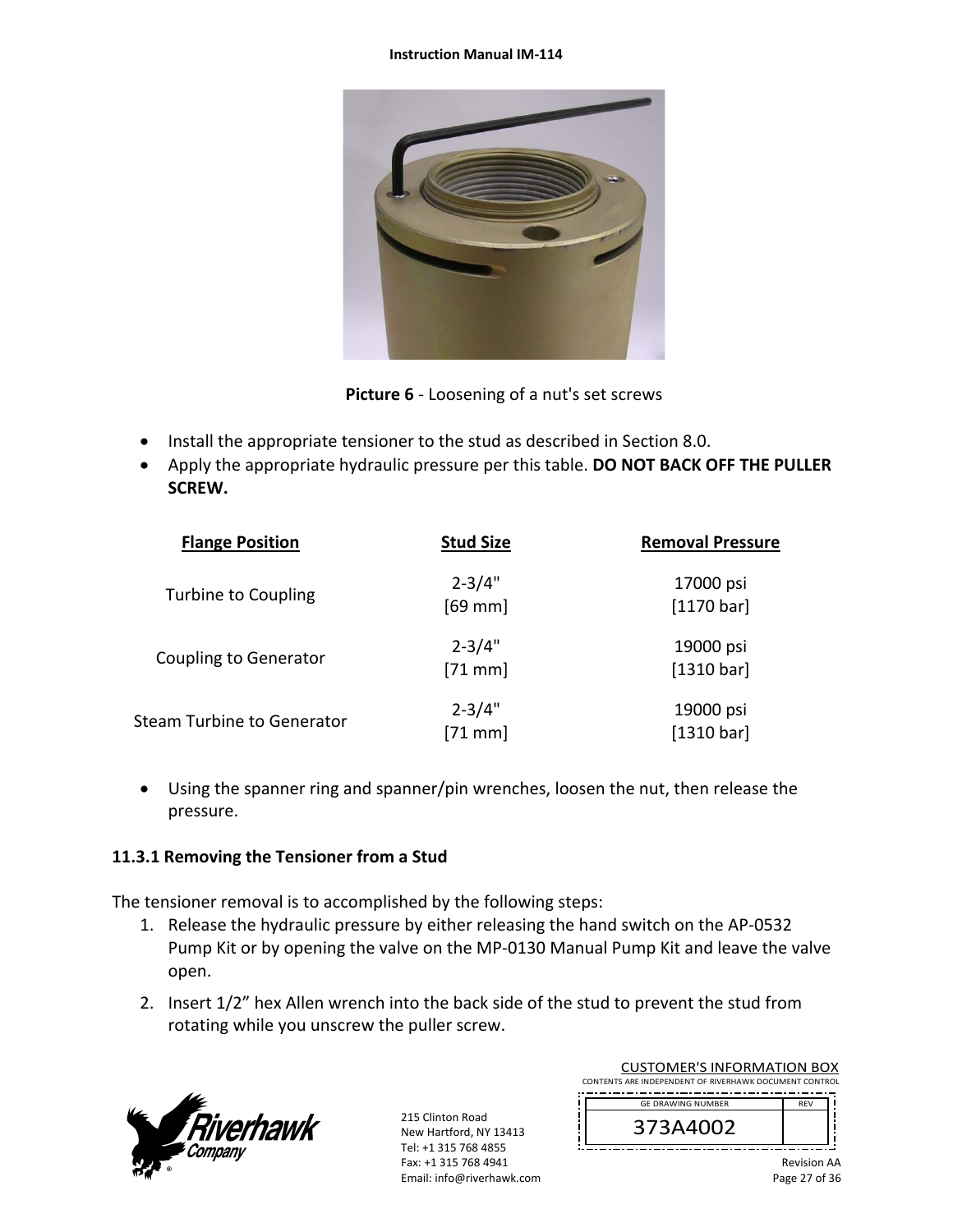**Picture 6** - Loosening of a nut's set screws

- Install the appropriate tensioner to the stud as described in Section 8.0.
- Apply the appropriate hydraulic pressure per this table. **DO NOT BACK OFF THE PULLER SCREW.**

| Flange Position | Stud Size | Removal Pressure |
|---|---|---|
| Turbine to Coupling | 2-3/4" [69 mm] | 17000 psi [1170 bar] |
| Coupling to Generator | 2-3/4" [71 mm] | 19000 psi [1310 bar] |
| Steam Turbine to Generator | 2-3/4" [71 mm] | 19000 psi [1310 bar] |

- Using the spanner ring and spanner/pin wrenches, loosen the nut, then release the pressure.

### 11.3.1 Removing the Tensioner from a Stud

The tensioner removal is to accomplished by the following steps:

1. Release the hydraulic pressure by either releasing the hand switch on the AP-0532 Pump Kit or by opening the valve on the MP-0130 Manual Pump Kit and leave the valve open.
2. Insert 1/2" hex Allen wrench into the back side of the stud to prevent the stud from rotating while you unscrew the puller screw.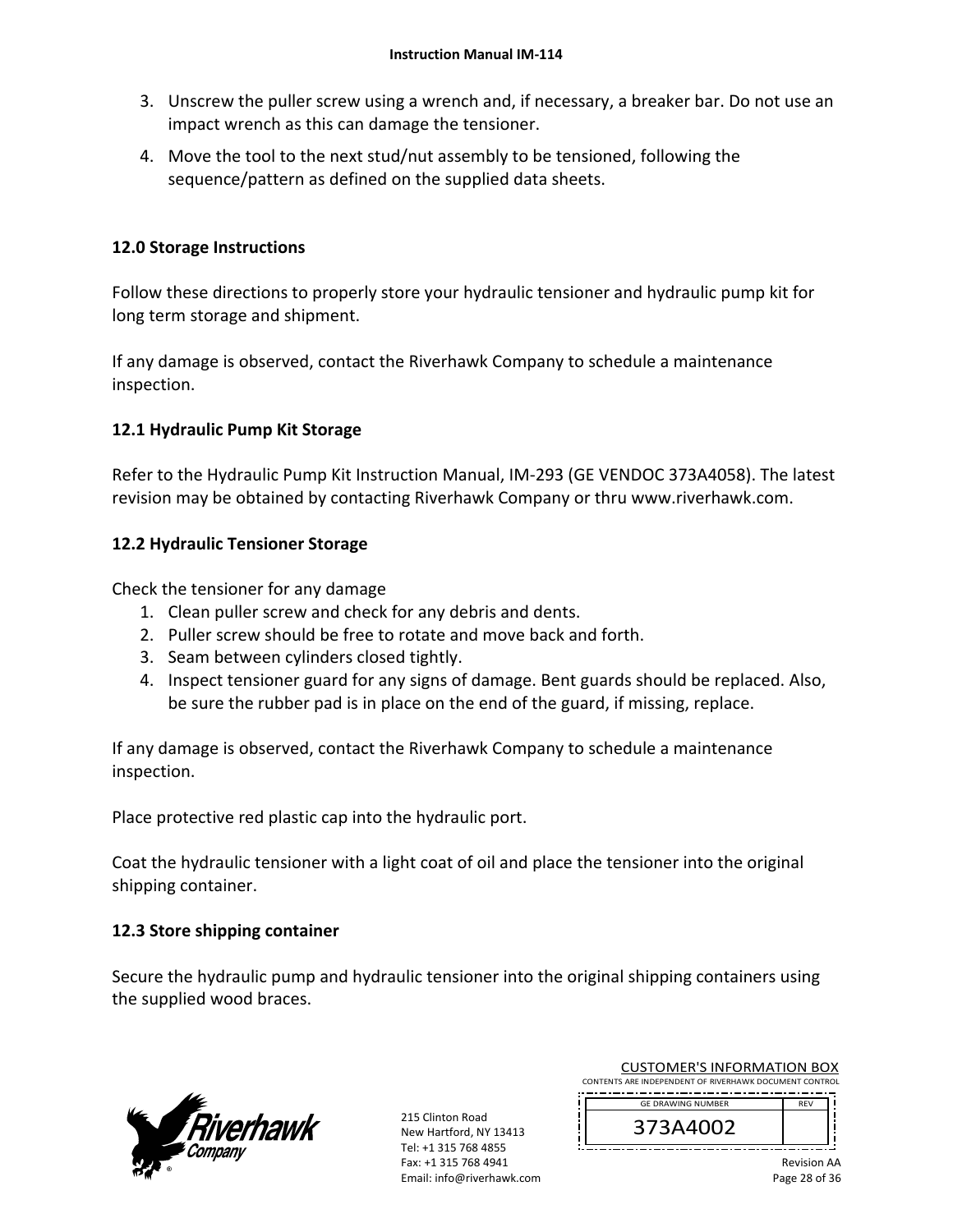3. Unscrew the puller screw using a wrench and, if necessary, a breaker bar. Do not use an impact wrench as this can damage the tensioner.
4. Move the tool to the next stud/nut assembly to be tensioned, following the sequence/pattern as defined on the supplied data sheets.

## 12.0 Storage Instructions

Follow these directions to properly store your hydraulic tensioner and hydraulic pump kit for long term storage and shipment.

If any damage is observed, contact the Riverhawk Company to schedule a maintenance inspection.

### 12.1 Hydraulic Pump Kit Storage

Refer to the Hydraulic Pump Kit Instruction Manual, IM-293 (GE VENDOC 373A4058). The latest revision may be obtained by contacting Riverhawk Company or thru www.riverhawk.com.

### 12.2 Hydraulic Tensioner Storage

Check the tensioner for any damage

1. Clean puller screw and check for any debris and dents.
2. Puller screw should be free to rotate and move back and forth.
3. Seam between cylinders closed tightly.
4. Inspect tensioner guard for any signs of damage. Bent guards should be replaced. Also, be sure the rubber pad is in place on the end of the guard, if missing, replace.

If any damage is observed, contact the Riverhawk Company to schedule a maintenance inspection.

Place protective red plastic cap into the hydraulic port.

Coat the hydraulic tensioner with a light coat of oil and place the tensioner into the original shipping container.

### 12.3 Store shipping container

Secure the hydraulic pump and hydraulic tensioner into the original shipping containers using the supplied wood braces.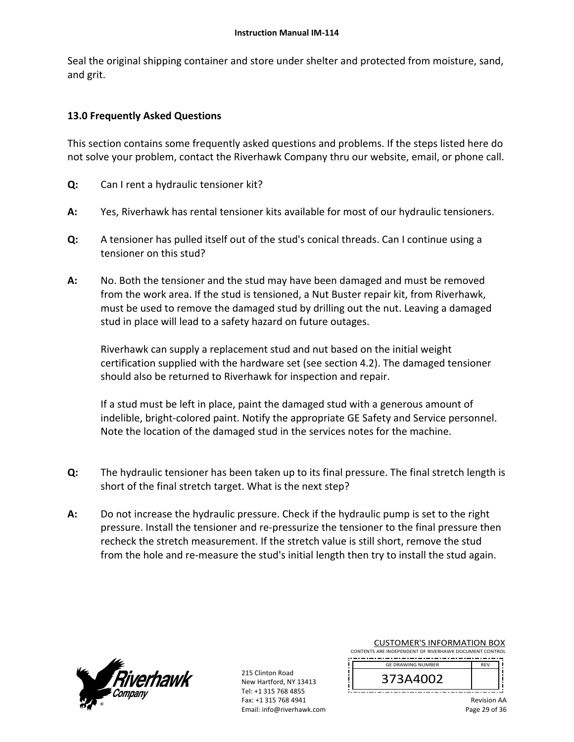Seal the original shipping container and store under shelter and protected from moisture, sand, and grit.

## 13.0 Frequently Asked Questions

This section contains some frequently asked questions and problems. If the steps listed here do not solve your problem, contact the Riverhawk Company thru our website, email, or phone call.

**Q:** Can I rent a hydraulic tensioner kit?

**A:** Yes, Riverhawk has rental tensioner kits available for most of our hydraulic tensioners.

**Q:** A tensioner has pulled itself out of the stud's conical threads. Can I continue using a tensioner on this stud?

**A:** No. Both the tensioner and the stud may have been damaged and must be removed from the work area. If the stud is tensioned, a Nut Buster repair kit, from Riverhawk, must be used to remove the damaged stud by drilling out the nut. Leaving a damaged stud in place will lead to a safety hazard on future outages.

Riverhawk can supply a replacement stud and nut based on the initial weight certification supplied with the hardware set (see section 4.2). The damaged tensioner should also be returned to Riverhawk for inspection and repair.

If a stud must be left in place, paint the damaged stud with a generous amount of indelible, bright-colored paint. Notify the appropriate GE Safety and Service personnel. Note the location of the damaged stud in the services notes for the machine.

**Q:** The hydraulic tensioner has been taken up to its final pressure. The final stretch length is short of the final stretch target. What is the next step?

**A:** Do not increase the hydraulic pressure. Check if the hydraulic pump is set to the right pressure. Install the tensioner and re-pressurize the tensioner to the final pressure then recheck the stretch measurement. If the stretch value is still short, remove the stud from the hole and re-measure the stud's initial length then try to install the stud again.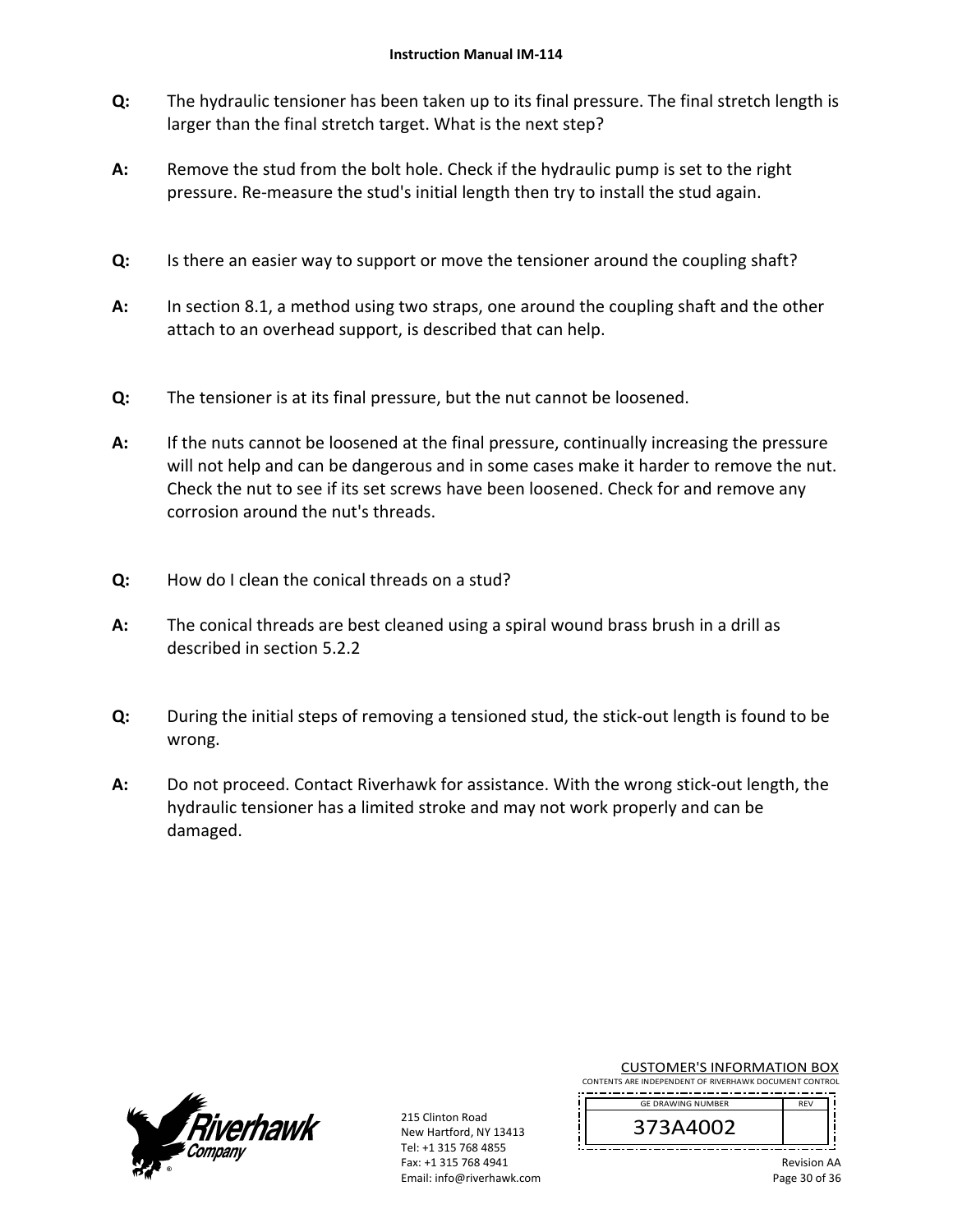**Q:** The hydraulic tensioner has been taken up to its final pressure. The final stretch length is larger than the final stretch target. What is the next step?

**A:** Remove the stud from the bolt hole. Check if the hydraulic pump is set to the right pressure. Re-measure the stud's initial length then try to install the stud again.

**Q:** Is there an easier way to support or move the tensioner around the coupling shaft?

**A:** In section 8.1, a method using two straps, one around the coupling shaft and the other attach to an overhead support, is described that can help.

**Q:** The tensioner is at its final pressure, but the nut cannot be loosened.

**A:** If the nuts cannot be loosened at the final pressure, continually increasing the pressure will not help and can be dangerous and in some cases make it harder to remove the nut. Check the nut to see if its set screws have been loosened. Check for and remove any corrosion around the nut's threads.

**Q:** How do I clean the conical threads on a stud?

**A:** The conical threads are best cleaned using a spiral wound brass brush in a drill as described in section 5.2.2

**Q:** During the initial steps of removing a tensioned stud, the stick-out length is found to be wrong.

**A:** Do not proceed. Contact Riverhawk for assistance. With the wrong stick-out length, the hydraulic tensioner has a limited stroke and may not work properly and can be damaged.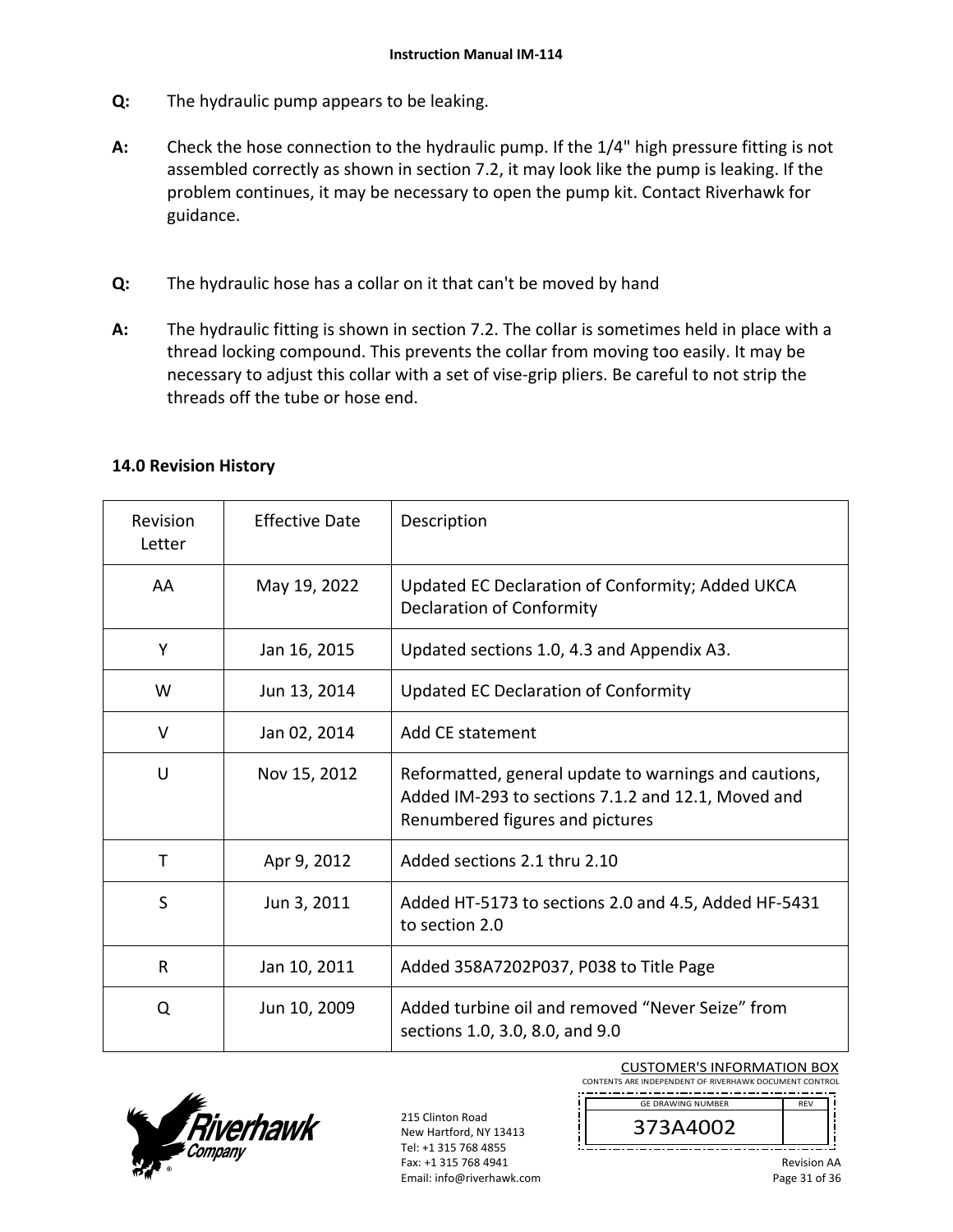**Q:** The hydraulic pump appears to be leaking.

**A:** Check the hose connection to the hydraulic pump. If the 1/4" high pressure fitting is not assembled correctly as shown in section 7.2, it may look like the pump is leaking. If the problem continues, it may be necessary to open the pump kit. Contact Riverhawk for guidance.

**Q:** The hydraulic hose has a collar on it that can't be moved by hand

**A:** The hydraulic fitting is shown in section 7.2. The collar is sometimes held in place with a thread locking compound. This prevents the collar from moving too easily. It may be necessary to adjust this collar with a set of vise-grip pliers. Be careful to not strip the threads off the tube or hose end.

## 14.0 Revision History

| Revision Letter | Effective Date | Description |
|---|---|---|
| AA | May 19, 2022 | Updated EC Declaration of Conformity; Added UKCA Declaration of Conformity |
| Y | Jan 16, 2015 | Updated sections 1.0, 4.3 and Appendix A3. |
| W | Jun 13, 2014 | Updated EC Declaration of Conformity |
| V | Jan 02, 2014 | Add CE statement |
| U | Nov 15, 2012 | Reformatted, general update to warnings and cautions, Added IM-293 to sections 7.1.2 and 12.1, Moved and Renumbered figures and pictures |
| T | Apr 9, 2012 | Added sections 2.1 thru 2.10 |
| S | Jun 3, 2011 | Added HT-5173 to sections 2.0 and 4.5, Added HF-5431 to section 2.0 |
| R | Jan 10, 2011 | Added 358A7202P037, P038 to Title Page |
| Q | Jun 10, 2009 | Added turbine oil and removed "Never Seize" from sections 1.0, 3.0, 8.0, and 9.0 |

CUSTOMER'S INFORMATION BOX
CONTENTS ARE INDEPENDENT OF RIVERHAWK DOCUMENT CONTROL

| GE DRAWING NUMBER | REV |
|---|---|
| 373A4002 | |

215 Clinton Road
New Hartford, NY 13413
Tel: +1 315 768 4855
Fax: +1 315 768 4941
Email: info@riverhawk.com

Revision AA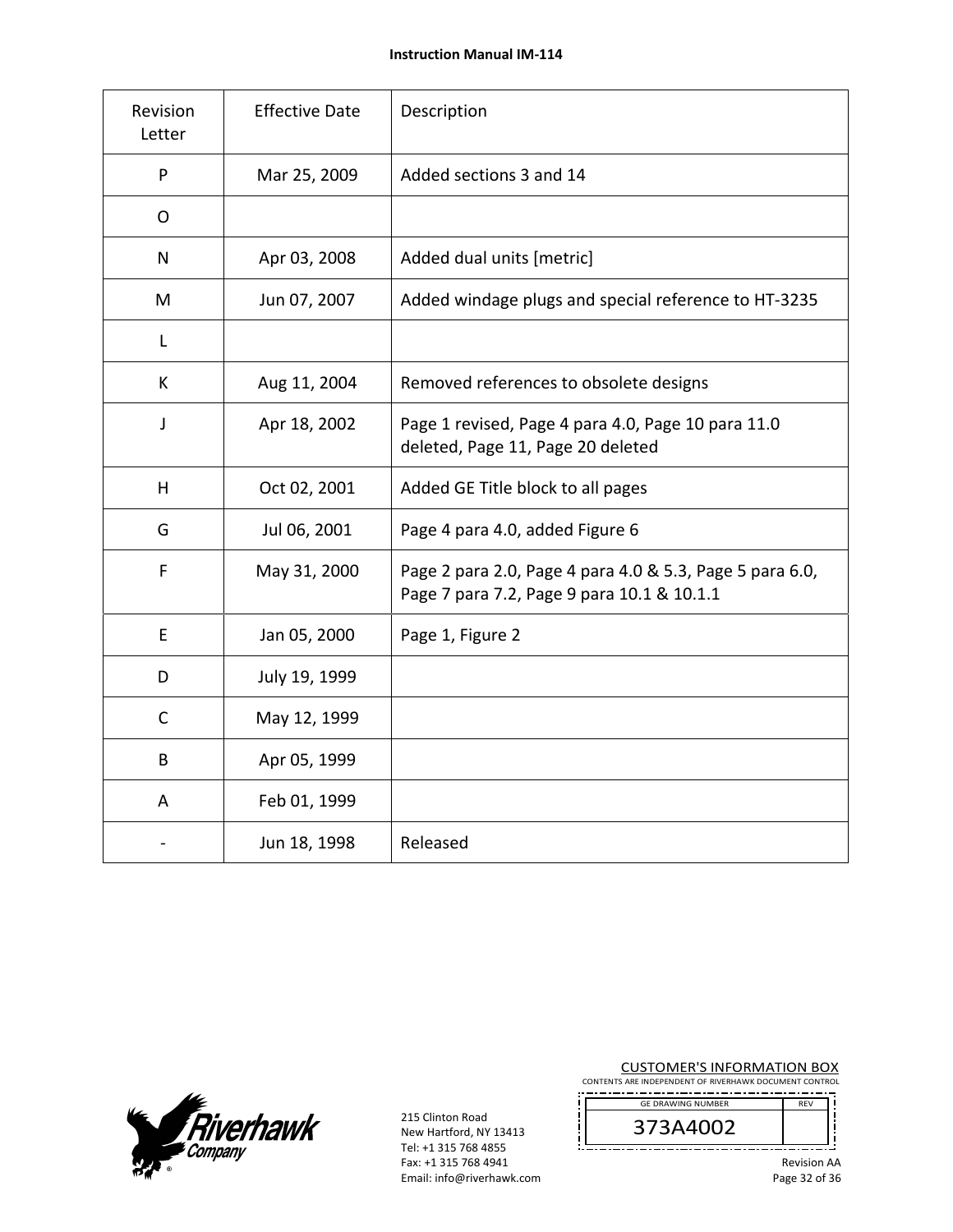| Revision Letter | Effective Date | Description |
|---|---|---|
| P | Mar 25, 2009 | Added sections 3 and 14 |
| O | | |
| N | Apr 03, 2008 | Added dual units [metric] |
| M | Jun 07, 2007 | Added windage plugs and special reference to HT-3235 |
| L | | |
| K | Aug 11, 2004 | Removed references to obsolete designs |
| J | Apr 18, 2002 | Page 1 revised, Page 4 para 4.0, Page 10 para 11.0 deleted, Page 11, Page 20 deleted |
| H | Oct 02, 2001 | Added GE Title block to all pages |
| G | Jul 06, 2001 | Page 4 para 4.0, added Figure 6 |
| F | May 31, 2000 | Page 2 para 2.0, Page 4 para 4.0 & 5.3, Page 5 para 6.0, Page 7 para 7.2, Page 9 para 10.1 & 10.1.1 |
| E | Jan 05, 2000 | Page 1, Figure 2 |
| D | July 19, 1999 | |
| C | May 12, 1999 | |
| B | Apr 05, 1999 | |
| A | Feb 01, 1999 | |
| - | Jun 18, 1998 | Released |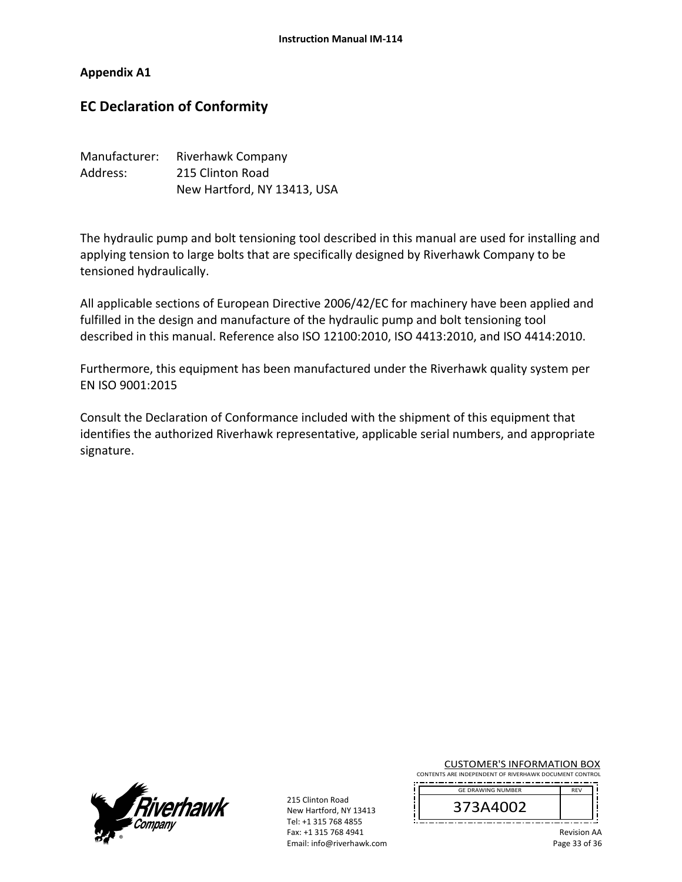## Appendix A1

# EC Declaration of Conformity

Manufacturer: Riverhawk Company
Address: 215 Clinton Road
New Hartford, NY 13413, USA

The hydraulic pump and bolt tensioning tool described in this manual are used for installing and applying tension to large bolts that are specifically designed by Riverhawk Company to be tensioned hydraulically.

All applicable sections of European Directive 2006/42/EC for machinery have been applied and fulfilled in the design and manufacture of the hydraulic pump and bolt tensioning tool described in this manual. Reference also ISO 12100:2010, ISO 4413:2010, and ISO 4414:2010.

Furthermore, this equipment has been manufactured under the Riverhawk quality system per EN ISO 9001:2015

Consult the Declaration of Conformance included with the shipment of this equipment that identifies the authorized Riverhawk representative, applicable serial numbers, and appropriate signature.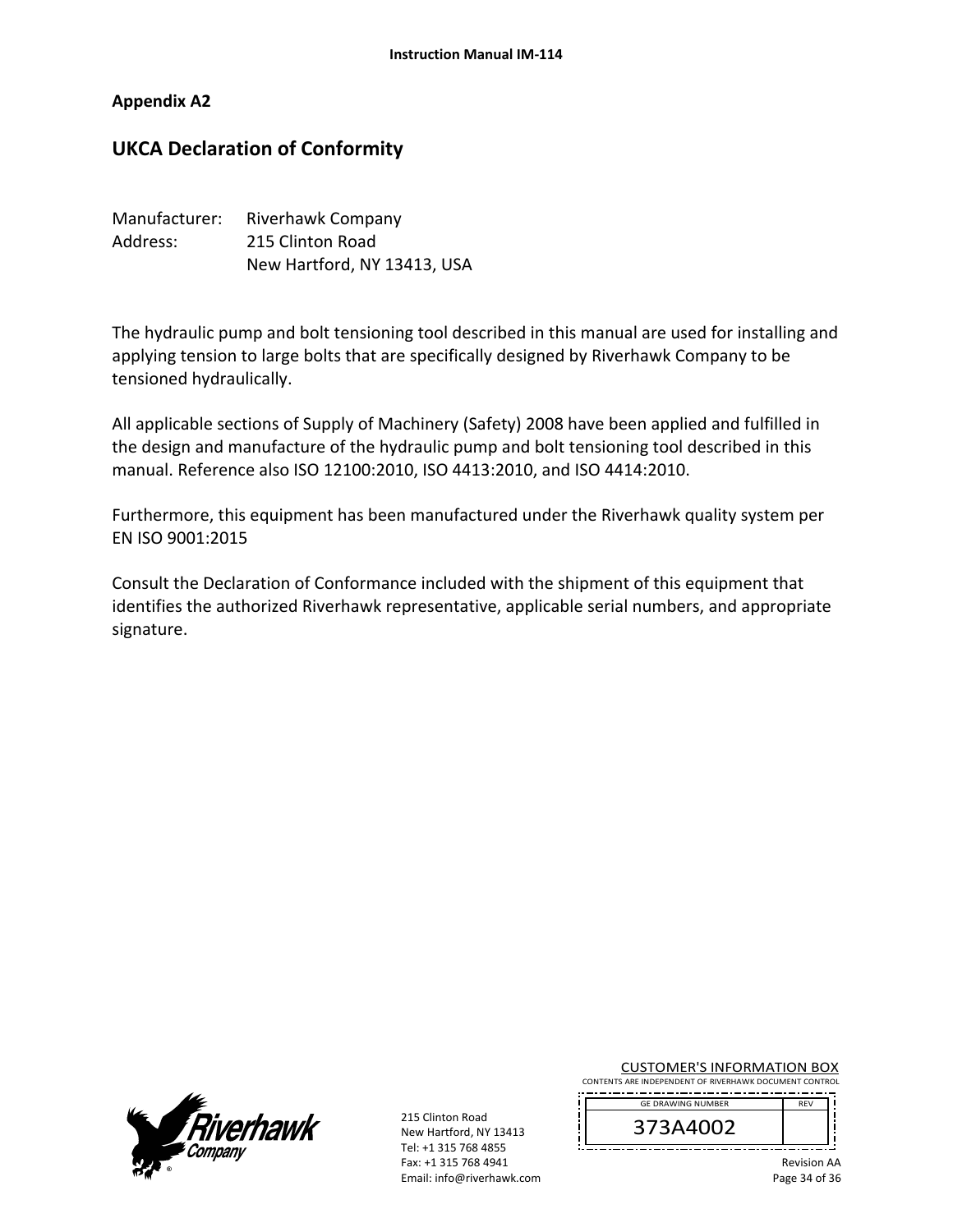**Appendix A2**

## UKCA Declaration of Conformity

Manufacturer: Riverhawk Company
Address: 215 Clinton Road
New Hartford, NY 13413, USA

The hydraulic pump and bolt tensioning tool described in this manual are used for installing and applying tension to large bolts that are specifically designed by Riverhawk Company to be tensioned hydraulically.

All applicable sections of Supply of Machinery (Safety) 2008 have been applied and fulfilled in the design and manufacture of the hydraulic pump and bolt tensioning tool described in this manual. Reference also ISO 12100:2010, ISO 4413:2010, and ISO 4414:2010.

Furthermore, this equipment has been manufactured under the Riverhawk quality system per EN ISO 9001:2015

Consult the Declaration of Conformance included with the shipment of this equipment that identifies the authorized Riverhawk representative, applicable serial numbers, and appropriate signature.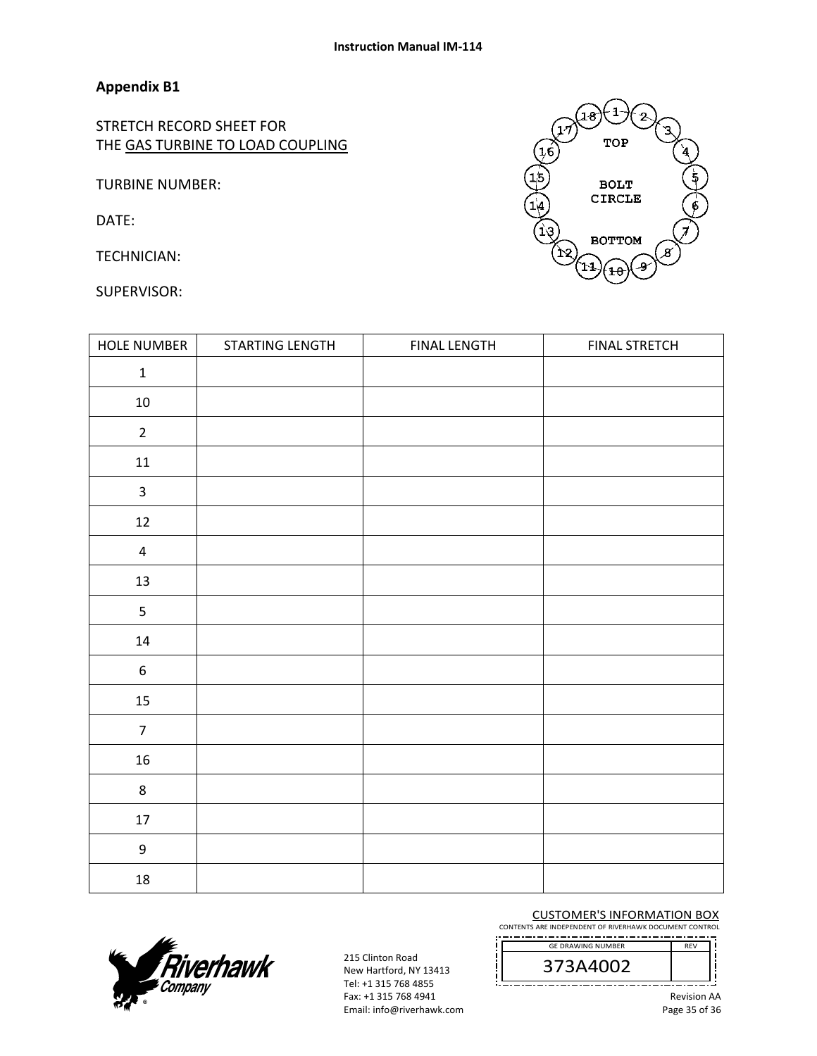## Appendix B1

STRETCH RECORD SHEET FOR
THE GAS TURBINE TO LOAD COUPLING

TURBINE NUMBER:

DATE:

TECHNICIAN:

SUPERVISOR:

TOP

BOLT CIRCLE

BOTTOM

18 1 2 3 4 5 6 7 8 9 10 11 12 13 14 15 16 17

| HOLE NUMBER | STARTING LENGTH | FINAL LENGTH | FINAL STRETCH |
|---|---|---|---|
| 1 | | | |
| 10 | | | |
| 2 | | | |
| 11 | | | |
| 3 | | | |
| 12 | | | |
| 4 | | | |
| 13 | | | |
| 5 | | | |
| 14 | | | |
| 6 | | | |
| 15 | | | |
| 7 | | | |
| 16 | | | |
| 8 | | | |
| 17 | | | |
| 9 | | | |
| 18 | | | |

Riverhawk Company

215 Clinton Road
New Hartford, NY 13413
Tel: +1 315 768 4855
Fax: +1 315 768 4941
Email: info@riverhawk.com

CUSTOMER'S INFORMATION BOX
CONTENTS ARE INDEPENDENT OF RIVERHAWK DOCUMENT CONTROL

| GE DRAWING NUMBER | REV |
|---|---|
| 373A4002 | |

Revision AA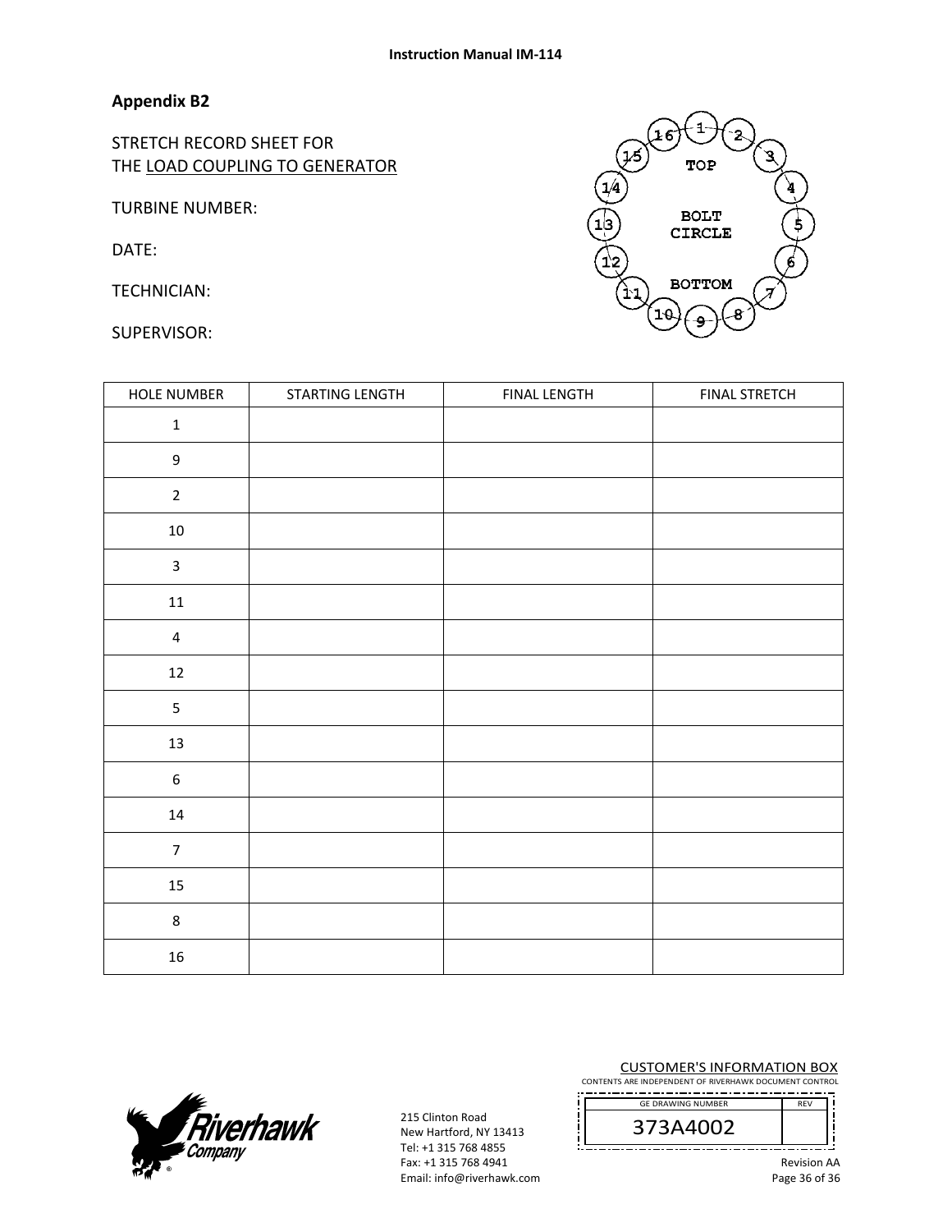## Appendix B2

STRETCH RECORD SHEET FOR
THE LOAD COUPLING TO GENERATOR

TURBINE NUMBER:

DATE:

TECHNICIAN:

SUPERVISOR:

1
2
3
4
5
6
7
8
9
10
11
12
13
14
15
16
TOP
BOLT
CIRCLE
BOTTOM

| HOLE NUMBER | STARTING LENGTH | FINAL LENGTH | FINAL STRETCH |
|---|---|---|---|
| 1 | | | |
| 9 | | | |
| 2 | | | |
| 10 | | | |
| 3 | | | |
| 11 | | | |
| 4 | | | |
| 12 | | | |
| 5 | | | |
| 13 | | | |
| 6 | | | |
| 14 | | | |
| 7 | | | |
| 15 | | | |
| 8 | | | |
| 16 | | | |

215 Clinton Road
New Hartford, NY 13413
Tel: +1 315 768 4855
Fax: +1 315 768 4941
Email: info@riverhawk.com

CUSTOMER'S INFORMATION BOX
CONTENTS ARE INDEPENDENT OF RIVERHAWK DOCUMENT CONTROL

| GE DRAWING NUMBER | REV |
|---|---|
| 373A4002 | |

Revision AA